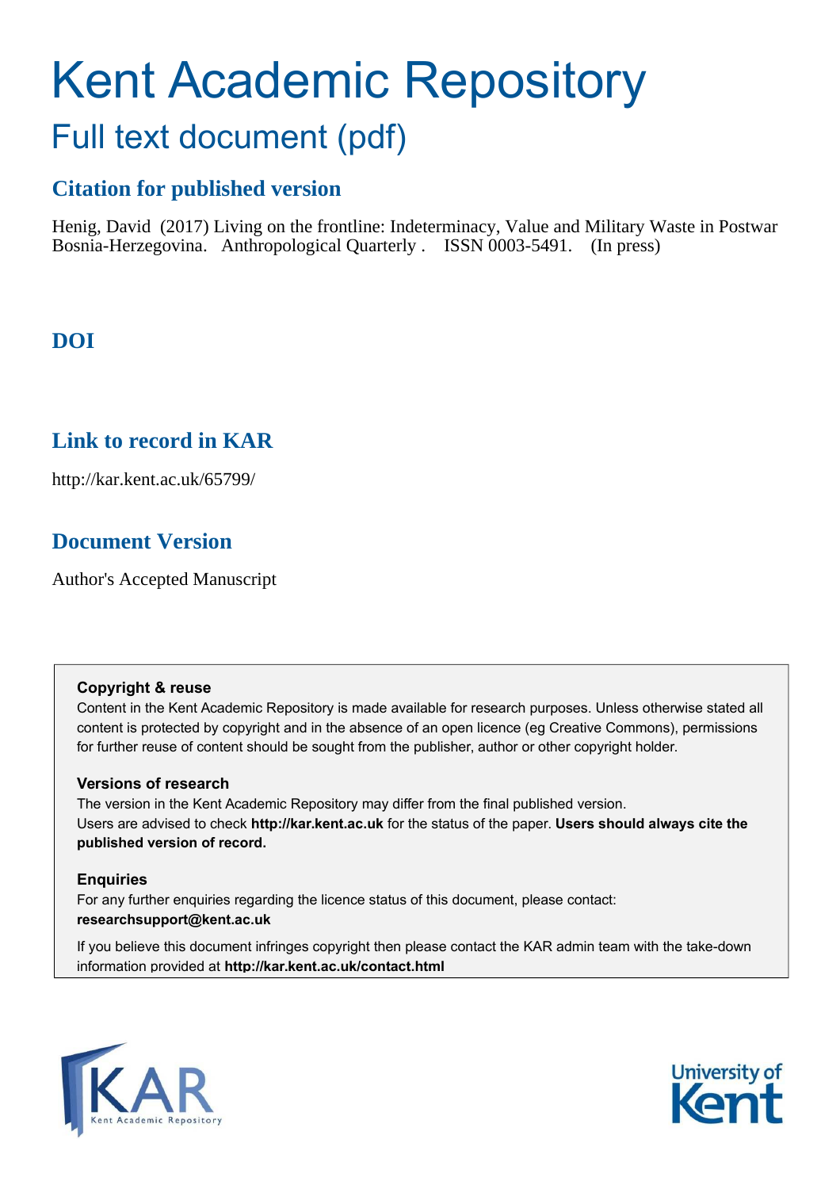# Kent Academic Repository

## Full text document (pdf)

### Citation for published version

Henig, David (2017) Living on the frontline: Indeterminacy, Value and Military Waste in Postwar Bosnia-Herzegovina. Anthropological Quarterly . ISSN 0003-5491. (In press)

### DOI

### Link to record in KAR

http://kar.kent.ac.uk/65799/

### Document Version

Author's Accepted Manuscript

**Copyright & reuse**

Content in the Kent Academic Repository is made available for research purposes. Unless otherwise stated all content is protected by copyright and in the absence of an open licence (eg Creative Commons), permissions for further reuse of content should be sought from the publisher, author or other copyright holder.

**Versions of research**

The version in the Kent Academic Repository may differ from the final published version. Users are advised to check **http://kar.kent.ac.uk** for the status of the paper. **Users should always cite the published version of record.**

**Enquiries**

For any further enquiries regarding the licence status of this document, please contact: **researchsupport@kent.ac.uk**

If you believe this document infringes copyright then please contact the KAR admin team with the take-down information provided at **http://kar.kent.ac.uk/contact.html**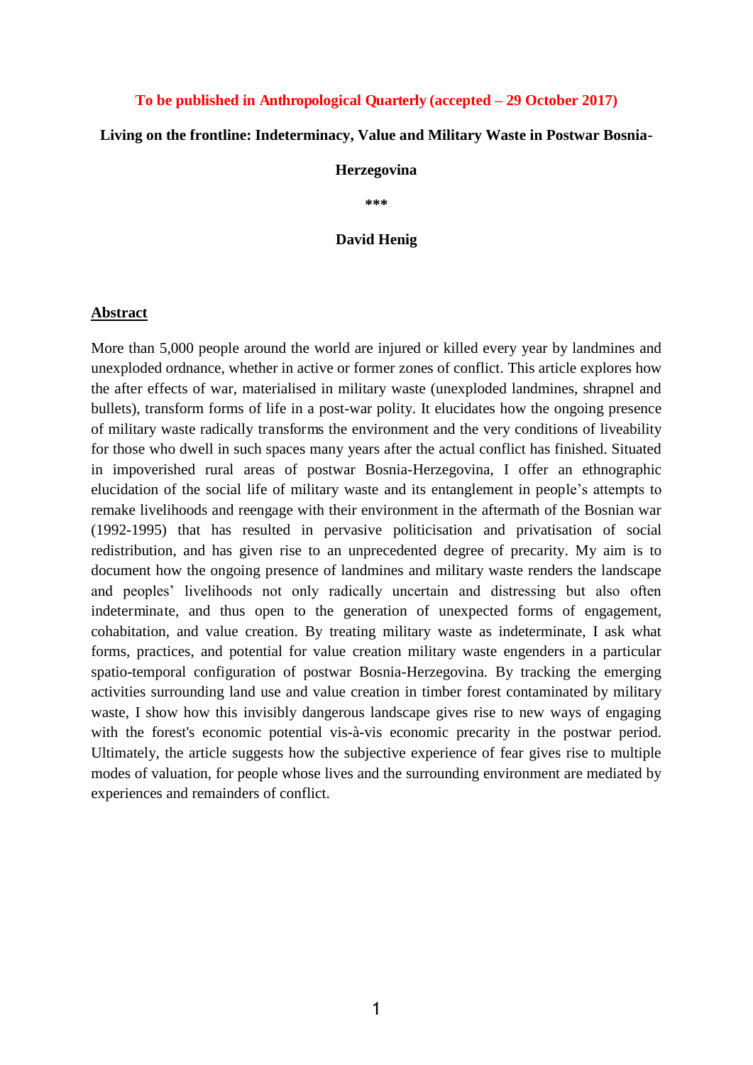**To be published in Anthropological Quarterly (accepted – 29 October 2017)**

# Living on the frontline: Indeterminacy, Value and Military Waste in Postwar Bosnia-Herzegovina

\*\*\*

**David Henig**

## Abstract

More than 5,000 people around the world are injured or killed every year by landmines and unexploded ordnance, whether in active or former zones of conflict. This article explores how the after effects of war, materialised in military waste (unexploded landmines, shrapnel and bullets), transform forms of life in a post-war polity. It elucidates how the ongoing presence of military waste radically transforms the environment and the very conditions of liveability for those who dwell in such spaces many years after the actual conflict has finished. Situated in impoverished rural areas of postwar Bosnia-Herzegovina, I offer an ethnographic elucidation of the social life of military waste and its entanglement in people's attempts to remake livelihoods and reengage with their environment in the aftermath of the Bosnian war (1992-1995) that has resulted in pervasive politicisation and privatisation of social redistribution, and has given rise to an unprecedented degree of precarity. My aim is to document how the ongoing presence of landmines and military waste renders the landscape and peoples' livelihoods not only radically uncertain and distressing but also often indeterminate, and thus open to the generation of unexpected forms of engagement, cohabitation, and value creation. By treating military waste as indeterminate, I ask what forms, practices, and potential for value creation military waste engenders in a particular spatio-temporal configuration of postwar Bosnia-Herzegovina. By tracking the emerging activities surrounding land use and value creation in timber forest contaminated by military waste, I show how this invisibly dangerous landscape gives rise to new ways of engaging with the forest's economic potential vis-à-vis economic precarity in the postwar period. Ultimately, the article suggests how the subjective experience of fear gives rise to multiple modes of valuation, for people whose lives and the surrounding environment are mediated by experiences and remainders of conflict.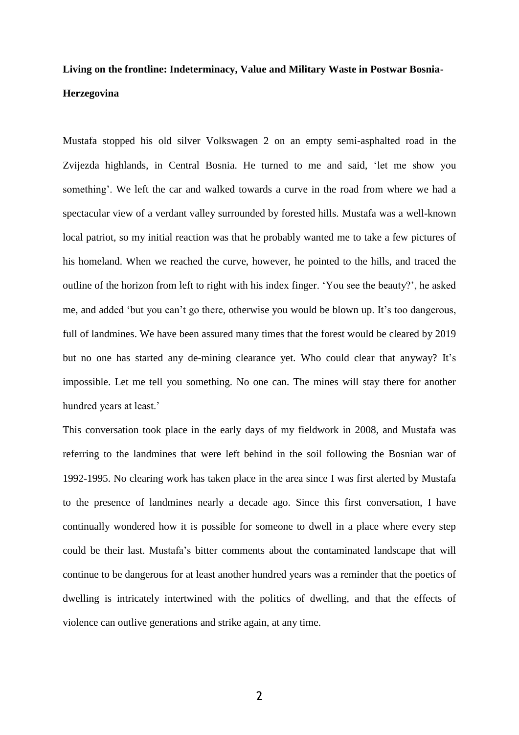**Living on the frontline: Indeterminacy, Value and Military Waste in Postwar Bosnia-Herzegovina**

Mustafa stopped his old silver Volkswagen 2 on an empty semi-asphalted road in the Zvijezda highlands, in Central Bosnia. He turned to me and said, 'let me show you something'. We left the car and walked towards a curve in the road from where we had a spectacular view of a verdant valley surrounded by forested hills. Mustafa was a well-known local patriot, so my initial reaction was that he probably wanted me to take a few pictures of his homeland. When we reached the curve, however, he pointed to the hills, and traced the outline of the horizon from left to right with his index finger. 'You see the beauty?', he asked me, and added 'but you can't go there, otherwise you would be blown up. It's too dangerous, full of landmines. We have been assured many times that the forest would be cleared by 2019 but no one has started any de-mining clearance yet. Who could clear that anyway? It's impossible. Let me tell you something. No one can. The mines will stay there for another hundred years at least.'

This conversation took place in the early days of my fieldwork in 2008, and Mustafa was referring to the landmines that were left behind in the soil following the Bosnian war of 1992-1995. No clearing work has taken place in the area since I was first alerted by Mustafa to the presence of landmines nearly a decade ago. Since this first conversation, I have continually wondered how it is possible for someone to dwell in a place where every step could be their last. Mustafa's bitter comments about the contaminated landscape that will continue to be dangerous for at least another hundred years was a reminder that the poetics of dwelling is intricately intertwined with the politics of dwelling, and that the effects of violence can outlive generations and strike again, at any time.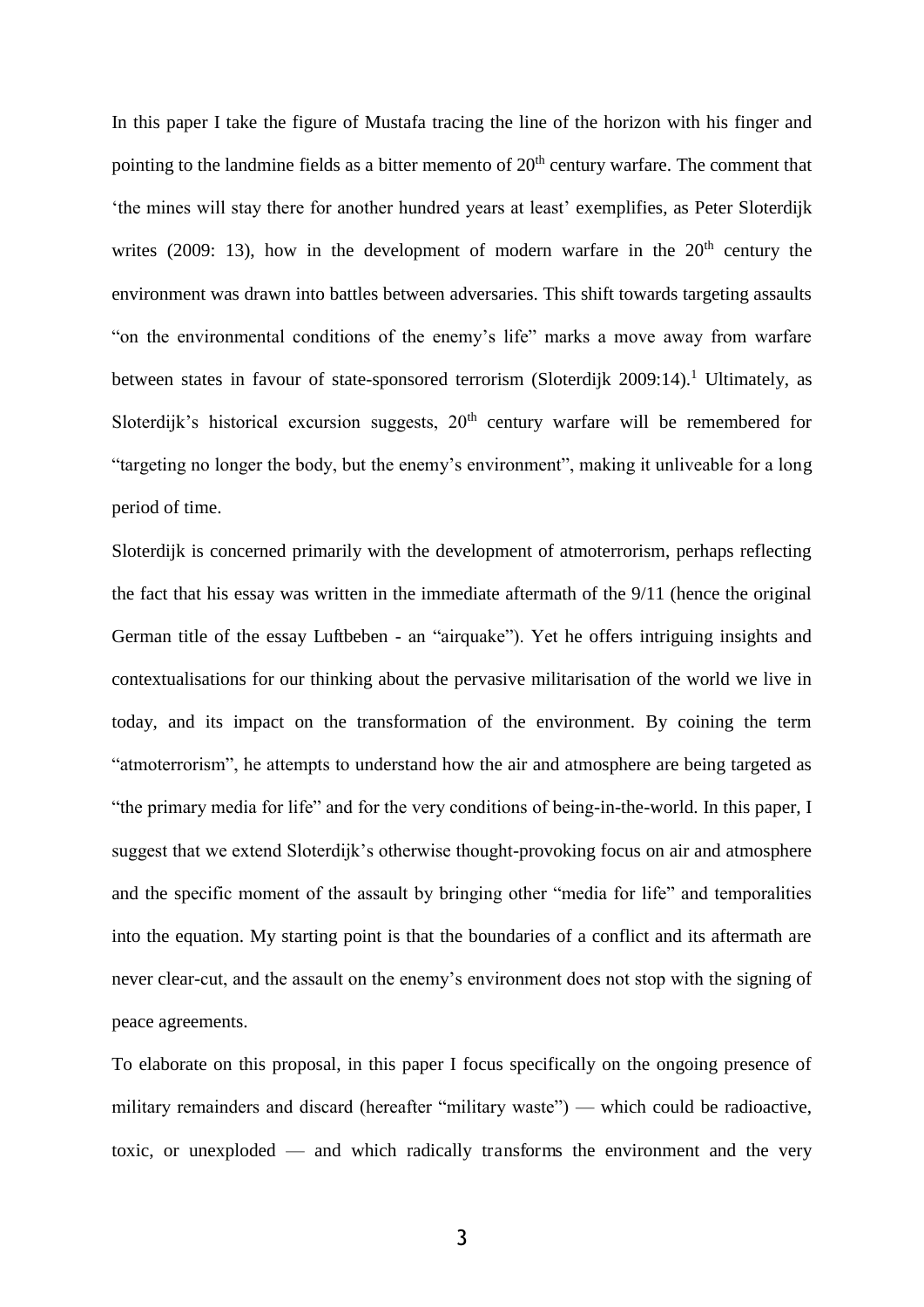In this paper I take the figure of Mustafa tracing the line of the horizon with his finger and pointing to the landmine fields as a bitter memento of 20th century warfare. The comment that 'the mines will stay there for another hundred years at least' exemplifies, as Peter Sloterdijk writes (2009: 13), how in the development of modern warfare in the 20th century the environment was drawn into battles between adversaries. This shift towards targeting assaults "on the environmental conditions of the enemy's life" marks a move away from warfare between states in favour of state-sponsored terrorism (Sloterdijk 2009:14).[1] Ultimately, as Sloterdijk's historical excursion suggests, 20th century warfare will be remembered for "targeting no longer the body, but the enemy's environment", making it unliveable for a long period of time.

Sloterdijk is concerned primarily with the development of atmoterrorism, perhaps reflecting the fact that his essay was written in the immediate aftermath of the 9/11 (hence the original German title of the essay Luftbeben - an "airquake"). Yet he offers intriguing insights and contextualisations for our thinking about the pervasive militarisation of the world we live in today, and its impact on the transformation of the environment. By coining the term "atmoterrorism", he attempts to understand how the air and atmosphere are being targeted as "the primary media for life" and for the very conditions of being-in-the-world. In this paper, I suggest that we extend Sloterdijk's otherwise thought-provoking focus on air and atmosphere and the specific moment of the assault by bringing other "media for life" and temporalities into the equation. My starting point is that the boundaries of a conflict and its aftermath are never clear-cut, and the assault on the enemy's environment does not stop with the signing of peace agreements.

To elaborate on this proposal, in this paper I focus specifically on the ongoing presence of military remainders and discard (hereafter "military waste") — which could be radioactive, toxic, or unexploded — and which radically transforms the environment and the very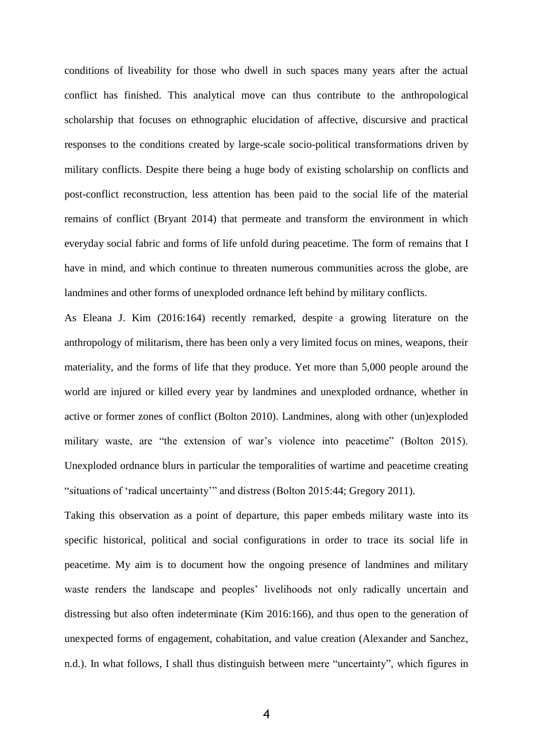conditions of liveability for those who dwell in such spaces many years after the actual conflict has finished. This analytical move can thus contribute to the anthropological scholarship that focuses on ethnographic elucidation of affective, discursive and practical responses to the conditions created by large-scale socio-political transformations driven by military conflicts. Despite there being a huge body of existing scholarship on conflicts and post-conflict reconstruction, less attention has been paid to the social life of the material remains of conflict (Bryant 2014) that permeate and transform the environment in which everyday social fabric and forms of life unfold during peacetime. The form of remains that I have in mind, and which continue to threaten numerous communities across the globe, are landmines and other forms of unexploded ordnance left behind by military conflicts.

As Eleana J. Kim (2016:164) recently remarked, despite a growing literature on the anthropology of militarism, there has been only a very limited focus on mines, weapons, their materiality, and the forms of life that they produce. Yet more than 5,000 people around the world are injured or killed every year by landmines and unexploded ordnance, whether in active or former zones of conflict (Bolton 2010). Landmines, along with other (un)exploded military waste, are "the extension of war's violence into peacetime" (Bolton 2015). Unexploded ordnance blurs in particular the temporalities of wartime and peacetime creating "situations of 'radical uncertainty'" and distress (Bolton 2015:44; Gregory 2011).

Taking this observation as a point of departure, this paper embeds military waste into its specific historical, political and social configurations in order to trace its social life in peacetime. My aim is to document how the ongoing presence of landmines and military waste renders the landscape and peoples' livelihoods not only radically uncertain and distressing but also often indeterminate (Kim 2016:166), and thus open to the generation of unexpected forms of engagement, cohabitation, and value creation (Alexander and Sanchez, n.d.). In what follows, I shall thus distinguish between mere "uncertainty", which figures in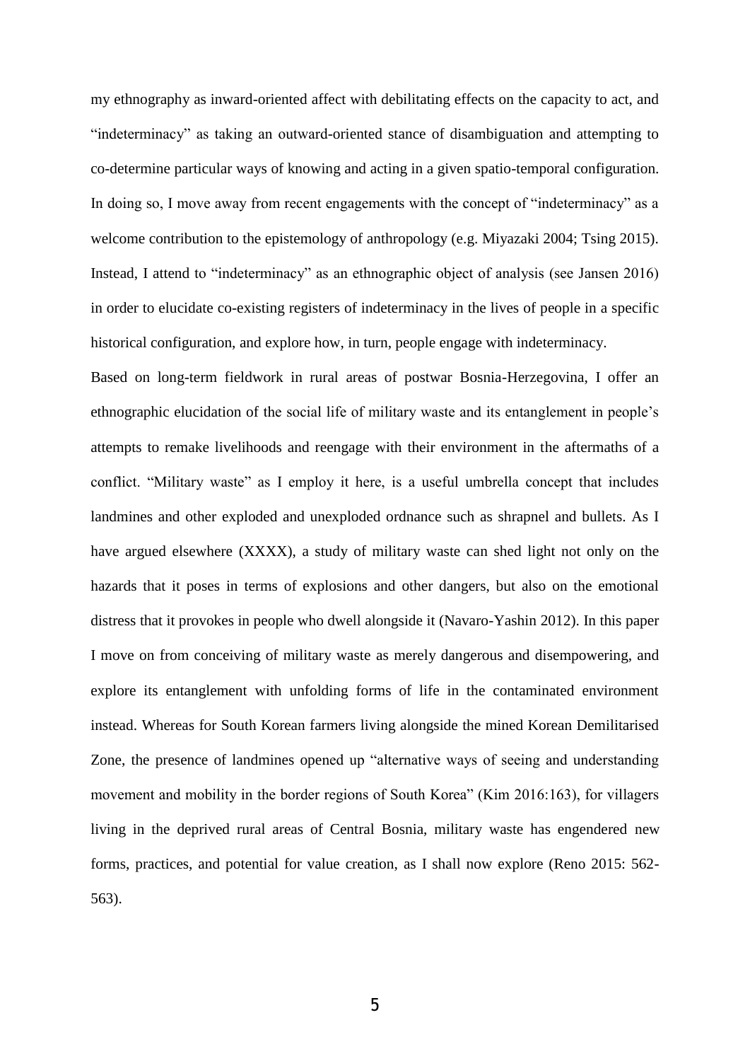my ethnography as inward-oriented affect with debilitating effects on the capacity to act, and "indeterminacy" as taking an outward-oriented stance of disambiguation and attempting to co-determine particular ways of knowing and acting in a given spatio-temporal configuration. In doing so, I move away from recent engagements with the concept of "indeterminacy" as a welcome contribution to the epistemology of anthropology (e.g. Miyazaki 2004; Tsing 2015). Instead, I attend to "indeterminacy" as an ethnographic object of analysis (see Jansen 2016) in order to elucidate co-existing registers of indeterminacy in the lives of people in a specific historical configuration, and explore how, in turn, people engage with indeterminacy.

Based on long-term fieldwork in rural areas of postwar Bosnia-Herzegovina, I offer an ethnographic elucidation of the social life of military waste and its entanglement in people's attempts to remake livelihoods and reengage with their environment in the aftermaths of a conflict. "Military waste" as I employ it here, is a useful umbrella concept that includes landmines and other exploded and unexploded ordnance such as shrapnel and bullets. As I have argued elsewhere (XXXX), a study of military waste can shed light not only on the hazards that it poses in terms of explosions and other dangers, but also on the emotional distress that it provokes in people who dwell alongside it (Navaro-Yashin 2012). In this paper I move on from conceiving of military waste as merely dangerous and disempowering, and explore its entanglement with unfolding forms of life in the contaminated environment instead. Whereas for South Korean farmers living alongside the mined Korean Demilitarised Zone, the presence of landmines opened up "alternative ways of seeing and understanding movement and mobility in the border regions of South Korea" (Kim 2016:163), for villagers living in the deprived rural areas of Central Bosnia, military waste has engendered new forms, practices, and potential for value creation, as I shall now explore (Reno 2015: 562-563).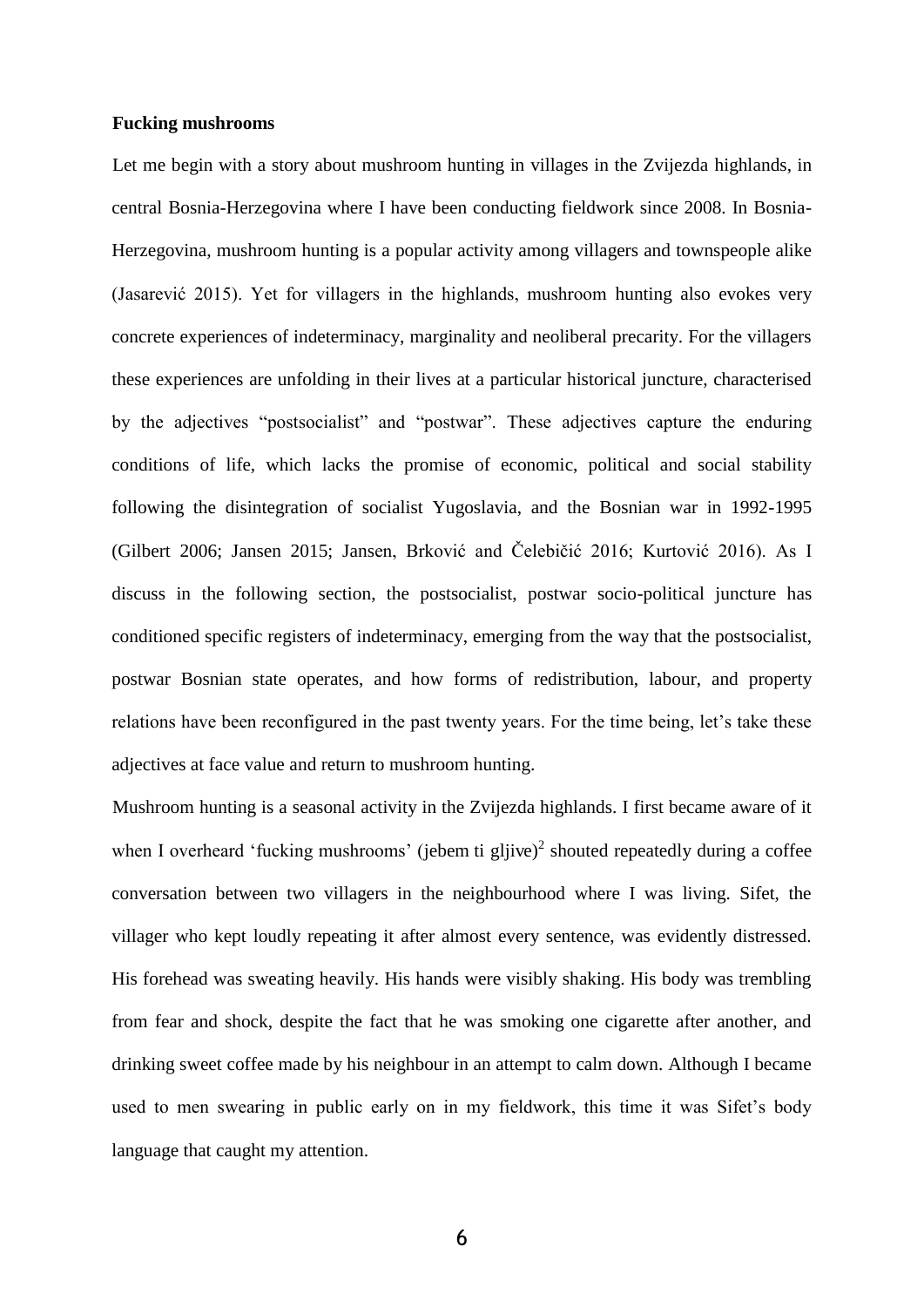**Fucking mushrooms**

Let me begin with a story about mushroom hunting in villages in the Zvijezda highlands, in central Bosnia-Herzegovina where I have been conducting fieldwork since 2008. In Bosnia-Herzegovina, mushroom hunting is a popular activity among villagers and townspeople alike (Jasarević 2015). Yet for villagers in the highlands, mushroom hunting also evokes very concrete experiences of indeterminacy, marginality and neoliberal precarity. For the villagers these experiences are unfolding in their lives at a particular historical juncture, characterised by the adjectives "postsocialist" and "postwar". These adjectives capture the enduring conditions of life, which lacks the promise of economic, political and social stability following the disintegration of socialist Yugoslavia, and the Bosnian war in 1992-1995 (Gilbert 2006; Jansen 2015; Jansen, Brković and Čelebičić 2016; Kurtović 2016). As I discuss in the following section, the postsocialist, postwar socio-political juncture has conditioned specific registers of indeterminacy, emerging from the way that the postsocialist, postwar Bosnian state operates, and how forms of redistribution, labour, and property relations have been reconfigured in the past twenty years. For the time being, let's take these adjectives at face value and return to mushroom hunting.

Mushroom hunting is a seasonal activity in the Zvijezda highlands. I first became aware of it when I overheard 'fucking mushrooms' (jebem ti gljive)[2] shouted repeatedly during a coffee conversation between two villagers in the neighbourhood where I was living. Sifet, the villager who kept loudly repeating it after almost every sentence, was evidently distressed. His forehead was sweating heavily. His hands were visibly shaking. His body was trembling from fear and shock, despite the fact that he was smoking one cigarette after another, and drinking sweet coffee made by his neighbour in an attempt to calm down. Although I became used to men swearing in public early on in my fieldwork, this time it was Sifet's body language that caught my attention.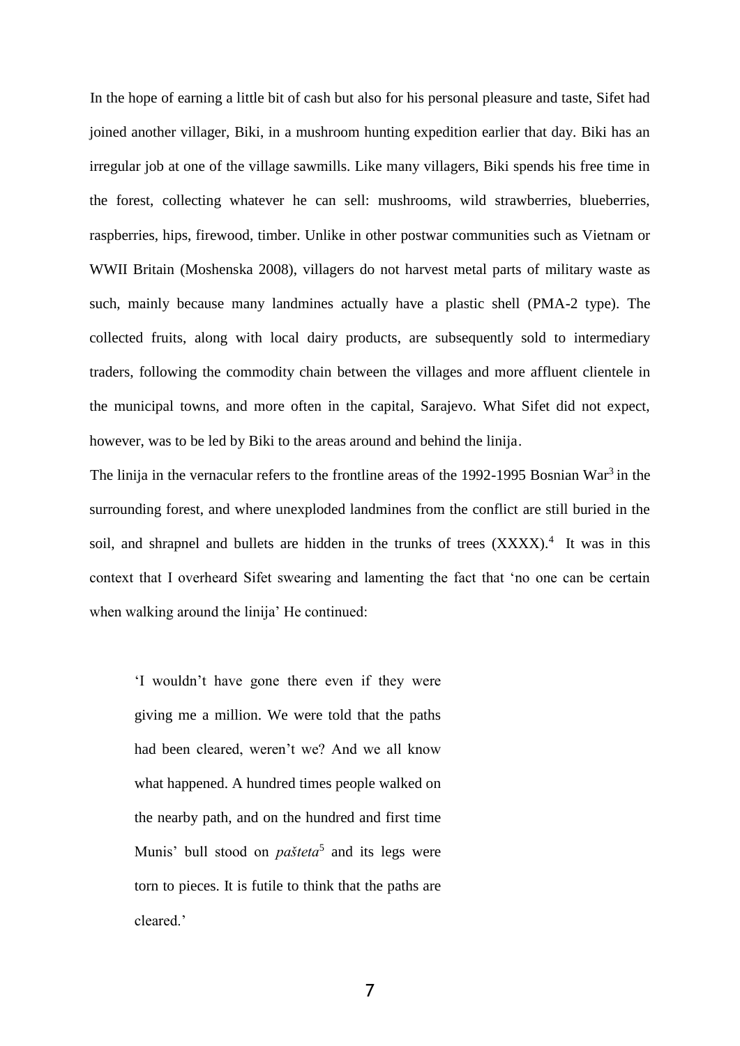In the hope of earning a little bit of cash but also for his personal pleasure and taste, Sifet had joined another villager, Biki, in a mushroom hunting expedition earlier that day. Biki has an irregular job at one of the village sawmills. Like many villagers, Biki spends his free time in the forest, collecting whatever he can sell: mushrooms, wild strawberries, blueberries, raspberries, hips, firewood, timber. Unlike in other postwar communities such as Vietnam or WWII Britain (Moshenska 2008), villagers do not harvest metal parts of military waste as such, mainly because many landmines actually have a plastic shell (PMA-2 type). The collected fruits, along with local dairy products, are subsequently sold to intermediary traders, following the commodity chain between the villages and more affluent clientele in the municipal towns, and more often in the capital, Sarajevo. What Sifet did not expect, however, was to be led by Biki to the areas around and behind the linija.

The linija in the vernacular refers to the frontline areas of the 1992-1995 Bosnian War[3] in the surrounding forest, and where unexploded landmines from the conflict are still buried in the soil, and shrapnel and bullets are hidden in the trunks of trees (XXXX).[4] It was in this context that I overheard Sifet swearing and lamenting the fact that 'no one can be certain when walking around the linija' He continued:

> 'I wouldn't have gone there even if they were giving me a million. We were told that the paths had been cleared, weren't we? And we all know what happened. A hundred times people walked on the nearby path, and on the hundred and first time Munis' bull stood on *pašteta*[5] and its legs were torn to pieces. It is futile to think that the paths are cleared.'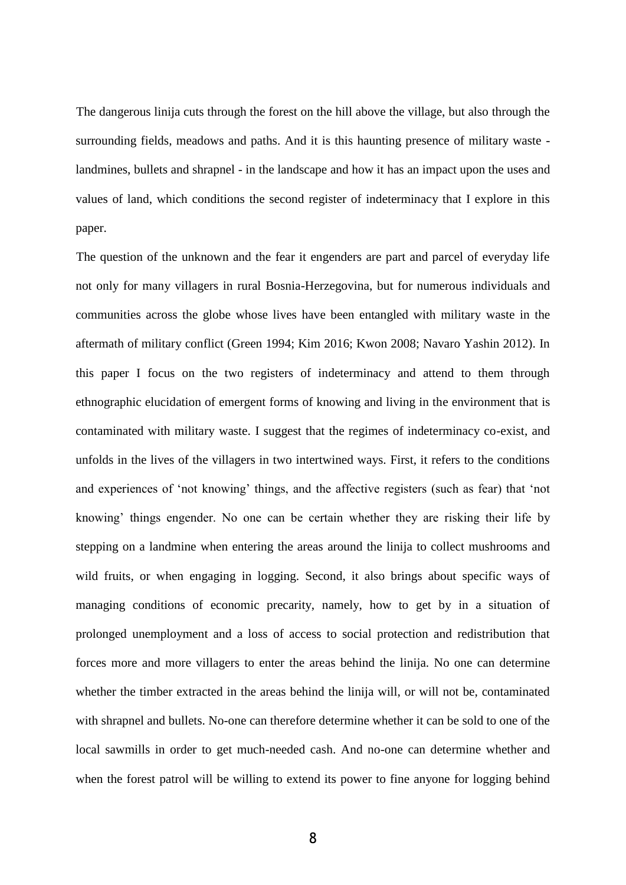The dangerous linija cuts through the forest on the hill above the village, but also through the surrounding fields, meadows and paths. And it is this haunting presence of military waste - landmines, bullets and shrapnel - in the landscape and how it has an impact upon the uses and values of land, which conditions the second register of indeterminacy that I explore in this paper.

The question of the unknown and the fear it engenders are part and parcel of everyday life not only for many villagers in rural Bosnia-Herzegovina, but for numerous individuals and communities across the globe whose lives have been entangled with military waste in the aftermath of military conflict (Green 1994; Kim 2016; Kwon 2008; Navaro Yashin 2012). In this paper I focus on the two registers of indeterminacy and attend to them through ethnographic elucidation of emergent forms of knowing and living in the environment that is contaminated with military waste. I suggest that the regimes of indeterminacy co-exist, and unfolds in the lives of the villagers in two intertwined ways. First, it refers to the conditions and experiences of 'not knowing' things, and the affective registers (such as fear) that 'not knowing' things engender. No one can be certain whether they are risking their life by stepping on a landmine when entering the areas around the linija to collect mushrooms and wild fruits, or when engaging in logging. Second, it also brings about specific ways of managing conditions of economic precarity, namely, how to get by in a situation of prolonged unemployment and a loss of access to social protection and redistribution that forces more and more villagers to enter the areas behind the linija. No one can determine whether the timber extracted in the areas behind the linija will, or will not be, contaminated with shrapnel and bullets. No-one can therefore determine whether it can be sold to one of the local sawmills in order to get much-needed cash. And no-one can determine whether and when the forest patrol will be willing to extend its power to fine anyone for logging behind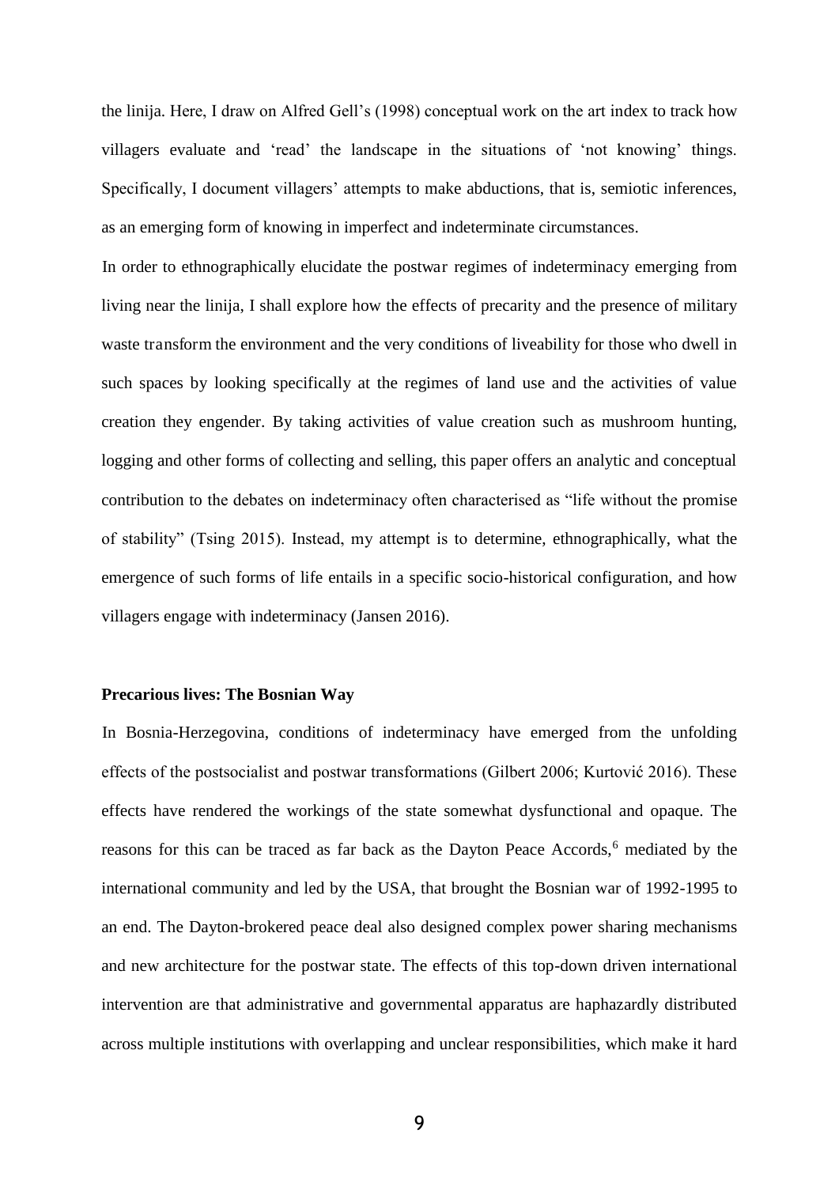the linija. Here, I draw on Alfred Gell's (1998) conceptual work on the art index to track how villagers evaluate and 'read' the landscape in the situations of 'not knowing' things. Specifically, I document villagers' attempts to make abductions, that is, semiotic inferences, as an emerging form of knowing in imperfect and indeterminate circumstances.

In order to ethnographically elucidate the postwar regimes of indeterminacy emerging from living near the linija, I shall explore how the effects of precarity and the presence of military waste transform the environment and the very conditions of liveability for those who dwell in such spaces by looking specifically at the regimes of land use and the activities of value creation they engender. By taking activities of value creation such as mushroom hunting, logging and other forms of collecting and selling, this paper offers an analytic and conceptual contribution to the debates on indeterminacy often characterised as "life without the promise of stability" (Tsing 2015). Instead, my attempt is to determine, ethnographically, what the emergence of such forms of life entails in a specific socio-historical configuration, and how villagers engage with indeterminacy (Jansen 2016).

**Precarious lives: The Bosnian Way**

In Bosnia-Herzegovina, conditions of indeterminacy have emerged from the unfolding effects of the postsocialist and postwar transformations (Gilbert 2006; Kurtović 2016). These effects have rendered the workings of the state somewhat dysfunctional and opaque. The reasons for this can be traced as far back as the Dayton Peace Accords,[6] mediated by the international community and led by the USA, that brought the Bosnian war of 1992-1995 to an end. The Dayton-brokered peace deal also designed complex power sharing mechanisms and new architecture for the postwar state. The effects of this top-down driven international intervention are that administrative and governmental apparatus are haphazardly distributed across multiple institutions with overlapping and unclear responsibilities, which make it hard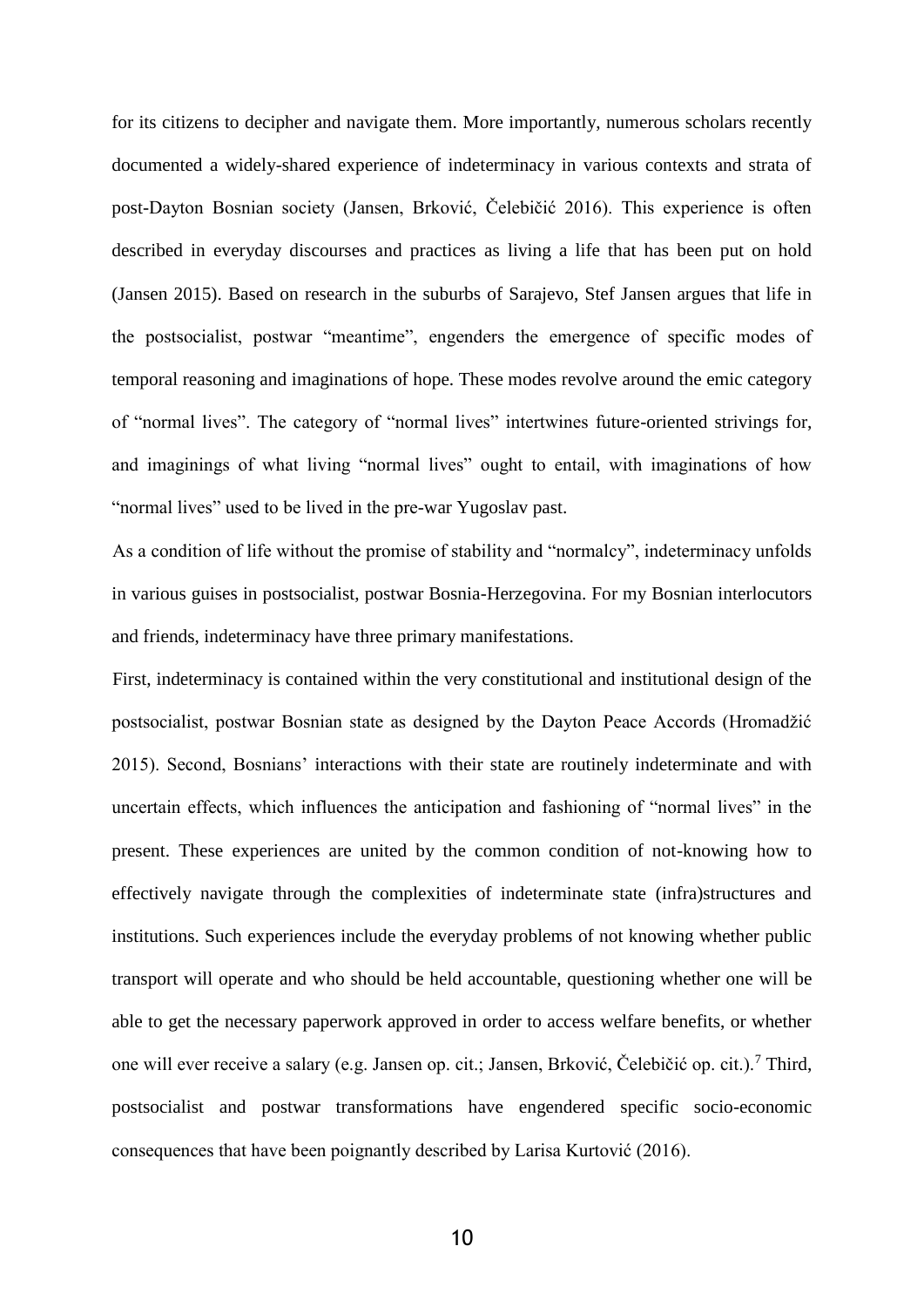for its citizens to decipher and navigate them. More importantly, numerous scholars recently documented a widely-shared experience of indeterminacy in various contexts and strata of post-Dayton Bosnian society (Jansen, Brković, Čelebičić 2016). This experience is often described in everyday discourses and practices as living a life that has been put on hold (Jansen 2015). Based on research in the suburbs of Sarajevo, Stef Jansen argues that life in the postsocialist, postwar "meantime", engenders the emergence of specific modes of temporal reasoning and imaginations of hope. These modes revolve around the emic category of "normal lives". The category of "normal lives" intertwines future-oriented strivings for, and imaginings of what living "normal lives" ought to entail, with imaginations of how "normal lives" used to be lived in the pre-war Yugoslav past.

As a condition of life without the promise of stability and "normalcy", indeterminacy unfolds in various guises in postsocialist, postwar Bosnia-Herzegovina. For my Bosnian interlocutors and friends, indeterminacy have three primary manifestations.

First, indeterminacy is contained within the very constitutional and institutional design of the postsocialist, postwar Bosnian state as designed by the Dayton Peace Accords (Hromadžić 2015). Second, Bosnians' interactions with their state are routinely indeterminate and with uncertain effects, which influences the anticipation and fashioning of "normal lives" in the present. These experiences are united by the common condition of not-knowing how to effectively navigate through the complexities of indeterminate state (infra)structures and institutions. Such experiences include the everyday problems of not knowing whether public transport will operate and who should be held accountable, questioning whether one will be able to get the necessary paperwork approved in order to access welfare benefits, or whether one will ever receive a salary (e.g. Jansen op. cit.; Jansen, Brković, Čelebičić op. cit.).[7] Third, postsocialist and postwar transformations have engendered specific socio-economic consequences that have been poignantly described by Larisa Kurtović (2016).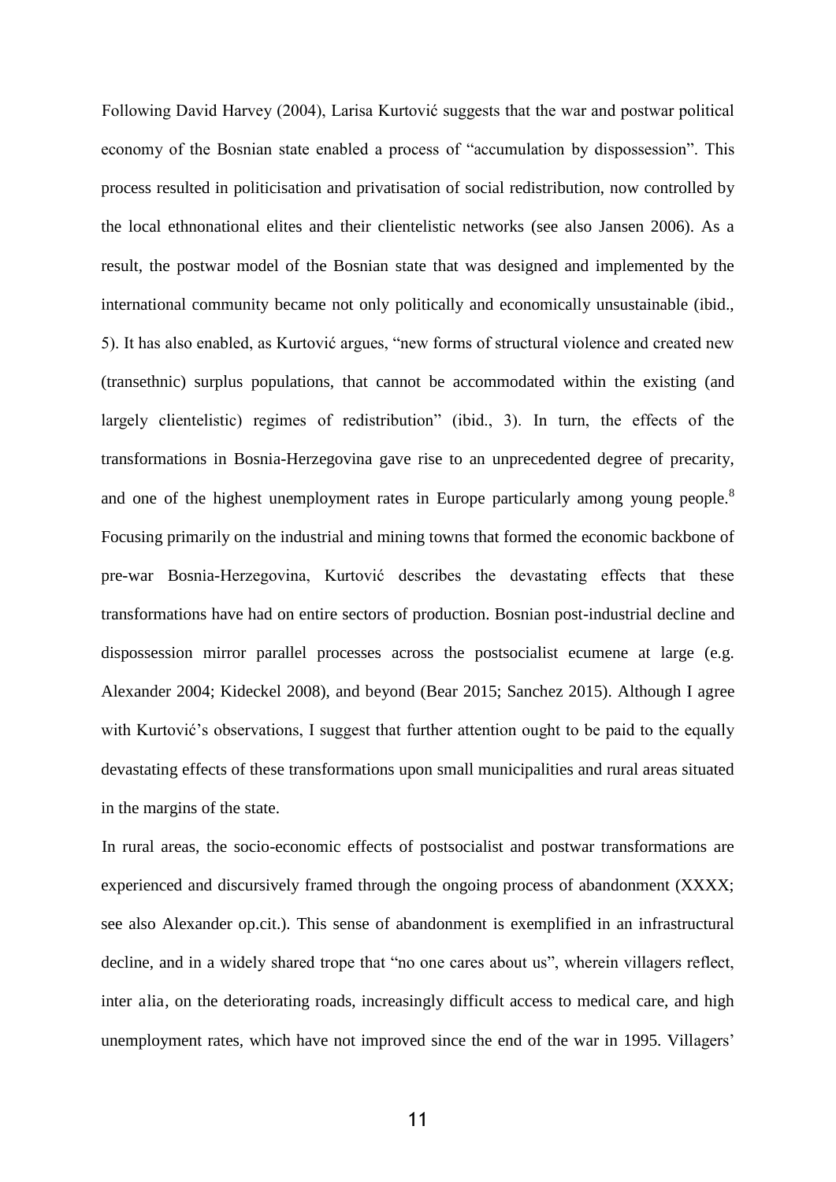Following David Harvey (2004), Larisa Kurtović suggests that the war and postwar political economy of the Bosnian state enabled a process of "accumulation by dispossession". This process resulted in politicisation and privatisation of social redistribution, now controlled by the local ethnonational elites and their clientelistic networks (see also Jansen 2006). As a result, the postwar model of the Bosnian state that was designed and implemented by the international community became not only politically and economically unsustainable (ibid., 5). It has also enabled, as Kurtović argues, "new forms of structural violence and created new (transethnic) surplus populations, that cannot be accommodated within the existing (and largely clientelistic) regimes of redistribution" (ibid., 3). In turn, the effects of the transformations in Bosnia-Herzegovina gave rise to an unprecedented degree of precarity, and one of the highest unemployment rates in Europe particularly among young people.[8] Focusing primarily on the industrial and mining towns that formed the economic backbone of pre-war Bosnia-Herzegovina, Kurtović describes the devastating effects that these transformations have had on entire sectors of production. Bosnian post-industrial decline and dispossession mirror parallel processes across the postsocialist ecumene at large (e.g. Alexander 2004; Kideckel 2008), and beyond (Bear 2015; Sanchez 2015). Although I agree with Kurtović's observations, I suggest that further attention ought to be paid to the equally devastating effects of these transformations upon small municipalities and rural areas situated in the margins of the state.

In rural areas, the socio-economic effects of postsocialist and postwar transformations are experienced and discursively framed through the ongoing process of abandonment (XXXX; see also Alexander op.cit.). This sense of abandonment is exemplified in an infrastructural decline, and in a widely shared trope that "no one cares about us", wherein villagers reflect, inter alia, on the deteriorating roads, increasingly difficult access to medical care, and high unemployment rates, which have not improved since the end of the war in 1995. Villagers'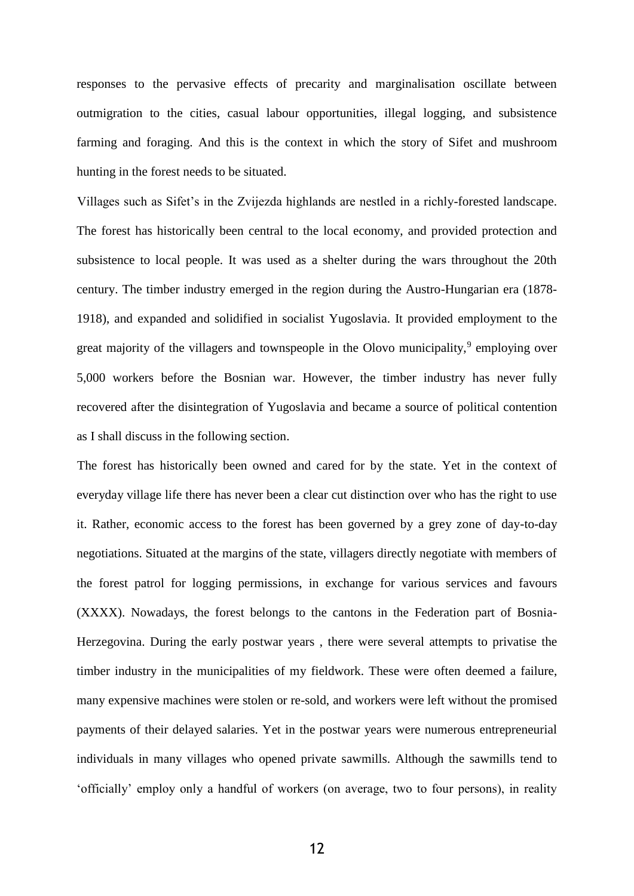responses to the pervasive effects of precarity and marginalisation oscillate between outmigration to the cities, casual labour opportunities, illegal logging, and subsistence farming and foraging. And this is the context in which the story of Sifet and mushroom hunting in the forest needs to be situated.

Villages such as Sifet's in the Zvijezda highlands are nestled in a richly-forested landscape. The forest has historically been central to the local economy, and provided protection and subsistence to local people. It was used as a shelter during the wars throughout the 20th century. The timber industry emerged in the region during the Austro-Hungarian era (1878-1918), and expanded and solidified in socialist Yugoslavia. It provided employment to the great majority of the villagers and townspeople in the Olovo municipality,[9] employing over 5,000 workers before the Bosnian war. However, the timber industry has never fully recovered after the disintegration of Yugoslavia and became a source of political contention as I shall discuss in the following section.

The forest has historically been owned and cared for by the state. Yet in the context of everyday village life there has never been a clear cut distinction over who has the right to use it. Rather, economic access to the forest has been governed by a grey zone of day-to-day negotiations. Situated at the margins of the state, villagers directly negotiate with members of the forest patrol for logging permissions, in exchange for various services and favours (XXXX). Nowadays, the forest belongs to the cantons in the Federation part of Bosnia-Herzegovina. During the early postwar years , there were several attempts to privatise the timber industry in the municipalities of my fieldwork. These were often deemed a failure, many expensive machines were stolen or re-sold, and workers were left without the promised payments of their delayed salaries. Yet in the postwar years were numerous entrepreneurial individuals in many villages who opened private sawmills. Although the sawmills tend to 'officially' employ only a handful of workers (on average, two to four persons), in reality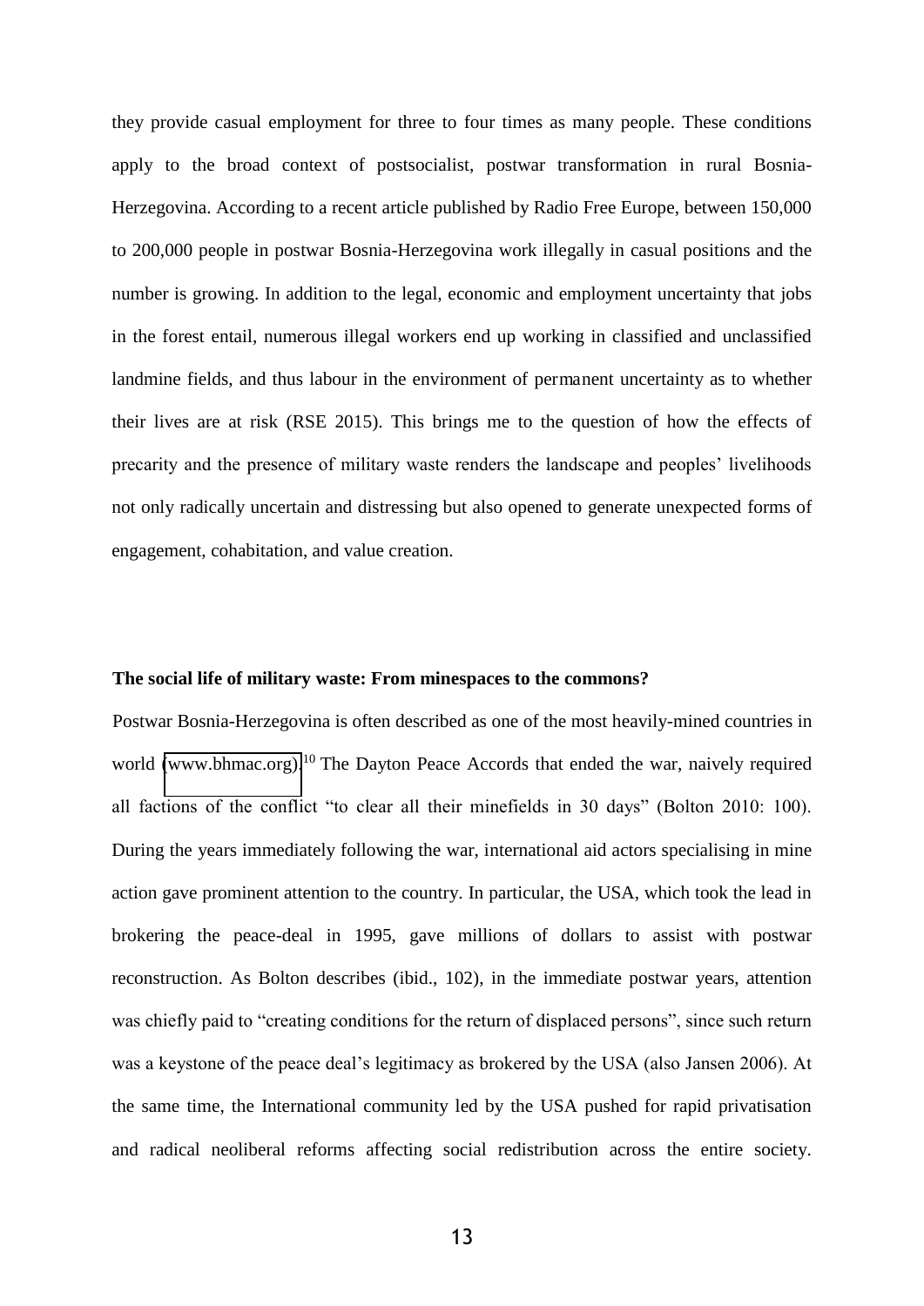they provide casual employment for three to four times as many people. These conditions apply to the broad context of postsocialist, postwar transformation in rural Bosnia-Herzegovina. According to a recent article published by Radio Free Europe, between 150,000 to 200,000 people in postwar Bosnia-Herzegovina work illegally in casual positions and the number is growing. In addition to the legal, economic and employment uncertainty that jobs in the forest entail, numerous illegal workers end up working in classified and unclassified landmine fields, and thus labour in the environment of permanent uncertainty as to whether their lives are at risk (RSE 2015). This brings me to the question of how the effects of precarity and the presence of military waste renders the landscape and peoples' livelihoods not only radically uncertain and distressing but also opened to generate unexpected forms of engagement, cohabitation, and value creation.

**The social life of military waste: From minespaces to the commons?**

Postwar Bosnia-Herzegovina is often described as one of the most heavily-mined countries in world (www.bhmac.org).[10] The Dayton Peace Accords that ended the war, naively required all factions of the conflict "to clear all their minefields in 30 days" (Bolton 2010: 100). During the years immediately following the war, international aid actors specialising in mine action gave prominent attention to the country. In particular, the USA, which took the lead in brokering the peace-deal in 1995, gave millions of dollars to assist with postwar reconstruction. As Bolton describes (ibid., 102), in the immediate postwar years, attention was chiefly paid to "creating conditions for the return of displaced persons", since such return was a keystone of the peace deal's legitimacy as brokered by the USA (also Jansen 2006). At the same time, the International community led by the USA pushed for rapid privatisation and radical neoliberal reforms affecting social redistribution across the entire society.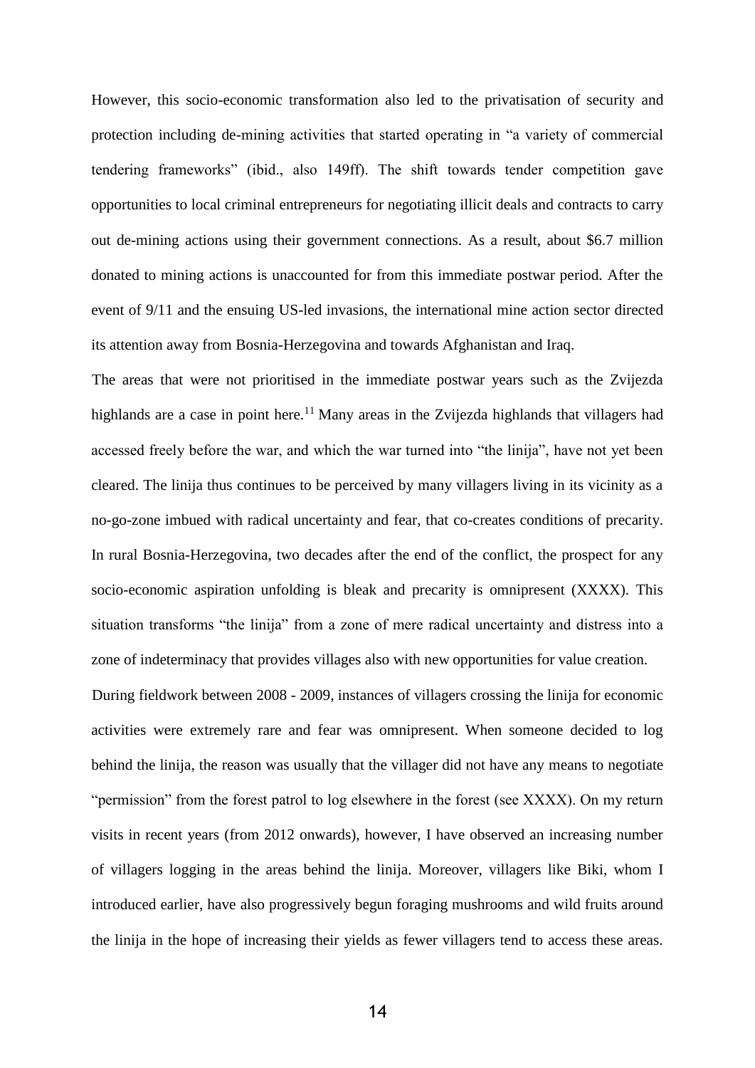However, this socio-economic transformation also led to the privatisation of security and protection including de-mining activities that started operating in "a variety of commercial tendering frameworks" (ibid., also 149ff). The shift towards tender competition gave opportunities to local criminal entrepreneurs for negotiating illicit deals and contracts to carry out de-mining actions using their government connections. As a result, about $6.7 million donated to mining actions is unaccounted for from this immediate postwar period. After the event of 9/11 and the ensuing US-led invasions, the international mine action sector directed its attention away from Bosnia-Herzegovina and towards Afghanistan and Iraq.

The areas that were not prioritised in the immediate postwar years such as the Zvijezda highlands are a case in point here.[11] Many areas in the Zvijezda highlands that villagers had accessed freely before the war, and which the war turned into "the linija", have not yet been cleared. The linija thus continues to be perceived by many villagers living in its vicinity as a no-go-zone imbued with radical uncertainty and fear, that co-creates conditions of precarity. In rural Bosnia-Herzegovina, two decades after the end of the conflict, the prospect for any socio-economic aspiration unfolding is bleak and precarity is omnipresent (XXXX). This situation transforms "the linija" from a zone of mere radical uncertainty and distress into a zone of indeterminacy that provides villages also with new opportunities for value creation.

During fieldwork between 2008 - 2009, instances of villagers crossing the linija for economic activities were extremely rare and fear was omnipresent. When someone decided to log behind the linija, the reason was usually that the villager did not have any means to negotiate "permission" from the forest patrol to log elsewhere in the forest (see XXXX). On my return visits in recent years (from 2012 onwards), however, I have observed an increasing number of villagers logging in the areas behind the linija. Moreover, villagers like Biki, whom I introduced earlier, have also progressively begun foraging mushrooms and wild fruits around the linija in the hope of increasing their yields as fewer villagers tend to access these areas.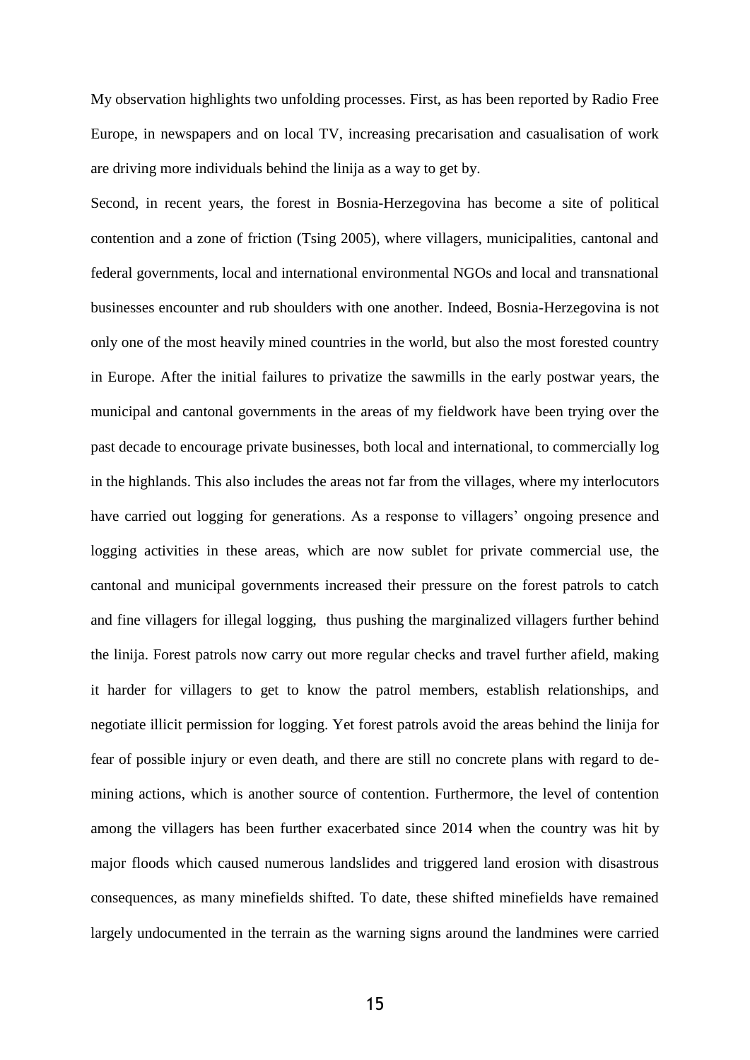My observation highlights two unfolding processes. First, as has been reported by Radio Free Europe, in newspapers and on local TV, increasing precarisation and casualisation of work are driving more individuals behind the linija as a way to get by.

Second, in recent years, the forest in Bosnia-Herzegovina has become a site of political contention and a zone of friction (Tsing 2005), where villagers, municipalities, cantonal and federal governments, local and international environmental NGOs and local and transnational businesses encounter and rub shoulders with one another. Indeed, Bosnia-Herzegovina is not only one of the most heavily mined countries in the world, but also the most forested country in Europe. After the initial failures to privatize the sawmills in the early postwar years, the municipal and cantonal governments in the areas of my fieldwork have been trying over the past decade to encourage private businesses, both local and international, to commercially log in the highlands. This also includes the areas not far from the villages, where my interlocutors have carried out logging for generations. As a response to villagers' ongoing presence and logging activities in these areas, which are now sublet for private commercial use, the cantonal and municipal governments increased their pressure on the forest patrols to catch and fine villagers for illegal logging, thus pushing the marginalized villagers further behind the linija. Forest patrols now carry out more regular checks and travel further afield, making it harder for villagers to get to know the patrol members, establish relationships, and negotiate illicit permission for logging. Yet forest patrols avoid the areas behind the linija for fear of possible injury or even death, and there are still no concrete plans with regard to de-mining actions, which is another source of contention. Furthermore, the level of contention among the villagers has been further exacerbated since 2014 when the country was hit by major floods which caused numerous landslides and triggered land erosion with disastrous consequences, as many minefields shifted. To date, these shifted minefields have remained largely undocumented in the terrain as the warning signs around the landmines were carried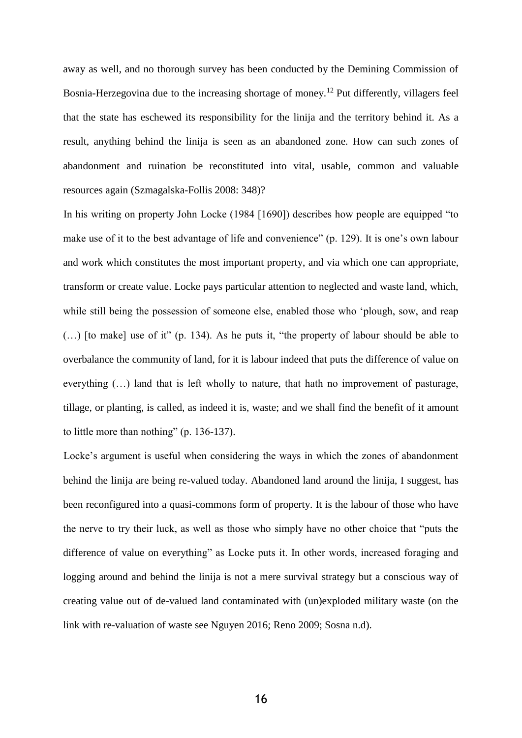away as well, and no thorough survey has been conducted by the Demining Commission of Bosnia-Herzegovina due to the increasing shortage of money.[12] Put differently, villagers feel that the state has eschewed its responsibility for the linija and the territory behind it. As a result, anything behind the linija is seen as an abandoned zone. How can such zones of abandonment and ruination be reconstituted into vital, usable, common and valuable resources again (Szmagalska-Follis 2008: 348)?

In his writing on property John Locke (1984 [1690]) describes how people are equipped "to make use of it to the best advantage of life and convenience" (p. 129). It is one's own labour and work which constitutes the most important property, and via which one can appropriate, transform or create value. Locke pays particular attention to neglected and waste land, which, while still being the possession of someone else, enabled those who 'plough, sow, and reap (…) [to make] use of it" (p. 134). As he puts it, "the property of labour should be able to overbalance the community of land, for it is labour indeed that puts the difference of value on everything (…) land that is left wholly to nature, that hath no improvement of pasturage, tillage, or planting, is called, as indeed it is, waste; and we shall find the benefit of it amount to little more than nothing" (p. 136-137).

Locke's argument is useful when considering the ways in which the zones of abandonment behind the linija are being re-valued today. Abandoned land around the linija, I suggest, has been reconfigured into a quasi-commons form of property. It is the labour of those who have the nerve to try their luck, as well as those who simply have no other choice that "puts the difference of value on everything" as Locke puts it. In other words, increased foraging and logging around and behind the linija is not a mere survival strategy but a conscious way of creating value out of de-valued land contaminated with (un)exploded military waste (on the link with re-valuation of waste see Nguyen 2016; Reno 2009; Sosna n.d).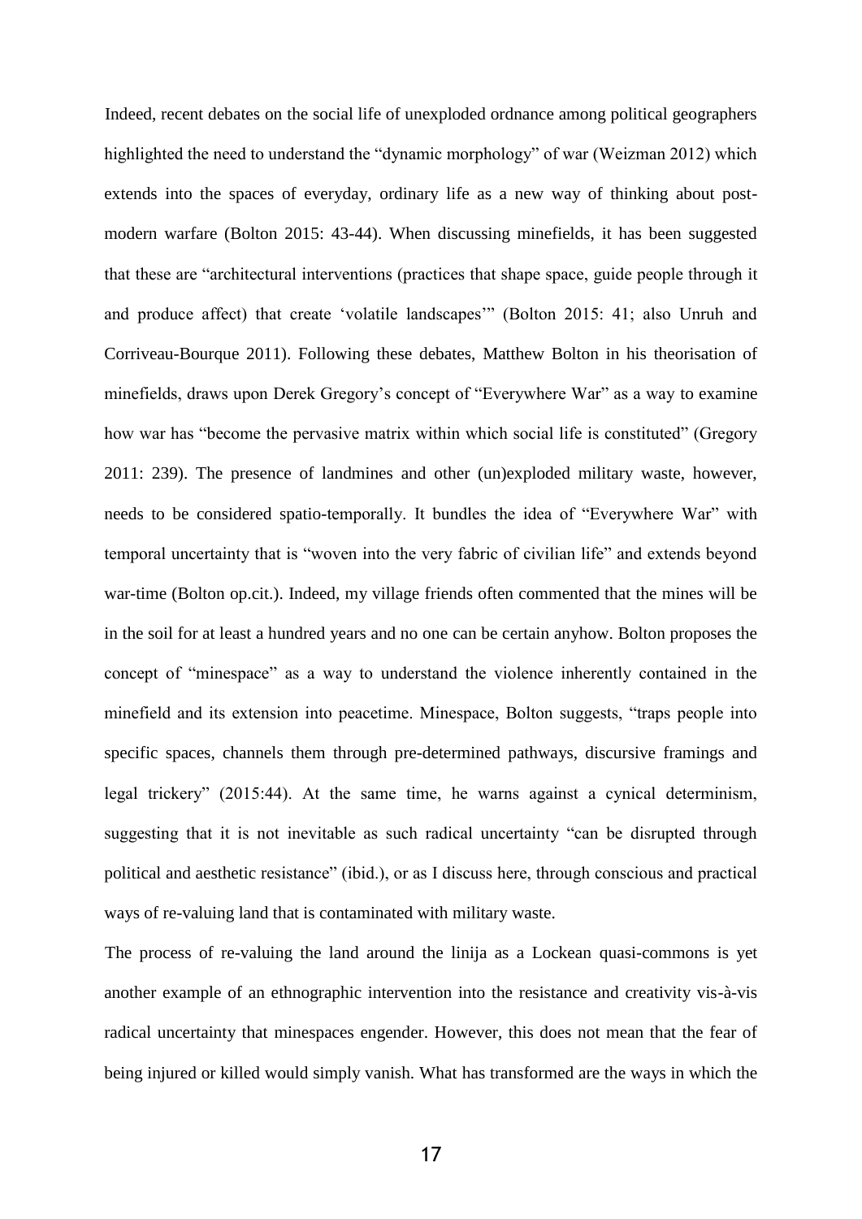Indeed, recent debates on the social life of unexploded ordnance among political geographers highlighted the need to understand the "dynamic morphology" of war (Weizman 2012) which extends into the spaces of everyday, ordinary life as a new way of thinking about post-modern warfare (Bolton 2015: 43-44). When discussing minefields, it has been suggested that these are "architectural interventions (practices that shape space, guide people through it and produce affect) that create 'volatile landscapes'" (Bolton 2015: 41; also Unruh and Corriveau-Bourque 2011). Following these debates, Matthew Bolton in his theorisation of minefields, draws upon Derek Gregory's concept of "Everywhere War" as a way to examine how war has "become the pervasive matrix within which social life is constituted" (Gregory 2011: 239). The presence of landmines and other (un)exploded military waste, however, needs to be considered spatio-temporally. It bundles the idea of "Everywhere War" with temporal uncertainty that is "woven into the very fabric of civilian life" and extends beyond war-time (Bolton op.cit.). Indeed, my village friends often commented that the mines will be in the soil for at least a hundred years and no one can be certain anyhow. Bolton proposes the concept of "minespace" as a way to understand the violence inherently contained in the minefield and its extension into peacetime. Minespace, Bolton suggests, "traps people into specific spaces, channels them through pre-determined pathways, discursive framings and legal trickery" (2015:44). At the same time, he warns against a cynical determinism, suggesting that it is not inevitable as such radical uncertainty "can be disrupted through political and aesthetic resistance" (ibid.), or as I discuss here, through conscious and practical ways of re-valuing land that is contaminated with military waste.

The process of re-valuing the land around the linija as a Lockean quasi-commons is yet another example of an ethnographic intervention into the resistance and creativity vis-à-vis radical uncertainty that minespaces engender. However, this does not mean that the fear of being injured or killed would simply vanish. What has transformed are the ways in which the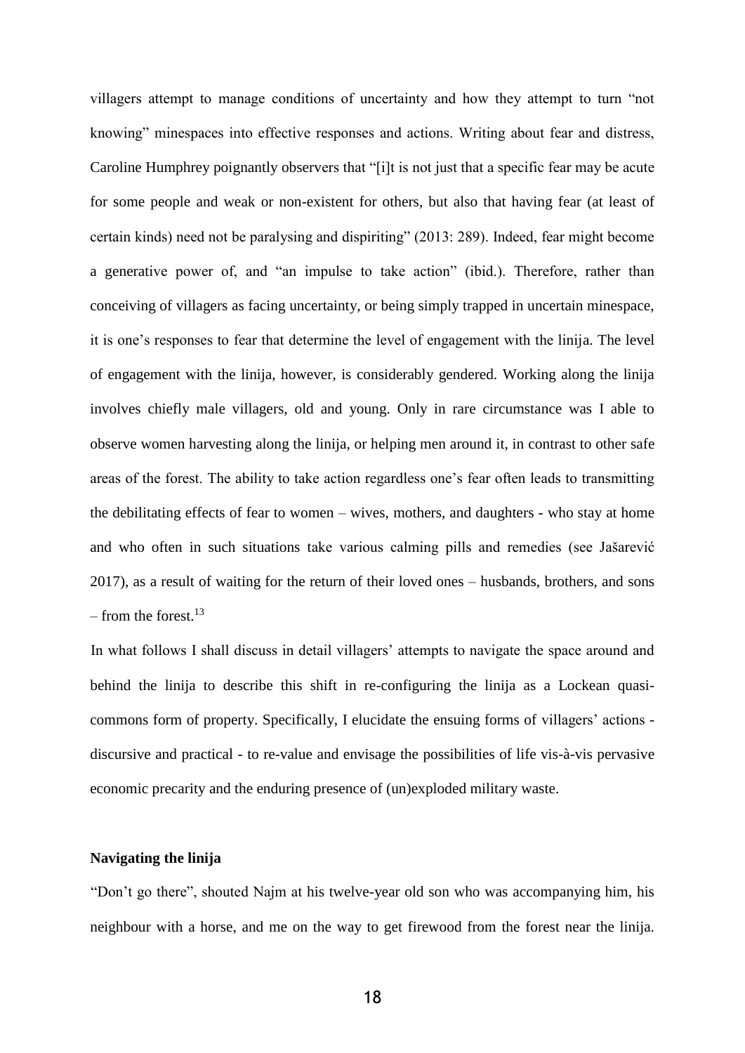villagers attempt to manage conditions of uncertainty and how they attempt to turn "not knowing" minespaces into effective responses and actions. Writing about fear and distress, Caroline Humphrey poignantly observes that "[i]t is not just that a specific fear may be acute for some people and weak or non-existent for others, but also that having fear (at least of certain kinds) need not be paralysing and dispiriting" (2013: 289). Indeed, fear might become a generative power of, and "an impulse to take action" (ibid.). Therefore, rather than conceiving of villagers as facing uncertainty, or being simply trapped in uncertain minespace, it is one's responses to fear that determine the level of engagement with the linija. The level of engagement with the linija, however, is considerably gendered. Working along the linija involves chiefly male villagers, old and young. Only in rare circumstance was I able to observe women harvesting along the linija, or helping men around it, in contrast to other safe areas of the forest. The ability to take action regardless one's fear often leads to transmitting the debilitating effects of fear to women – wives, mothers, and daughters - who stay at home and who often in such situations take various calming pills and remedies (see Jašarević 2017), as a result of waiting for the return of their loved ones – husbands, brothers, and sons – from the forest.[13]

In what follows I shall discuss in detail villagers' attempts to navigate the space around and behind the linija to describe this shift in re-configuring the linija as a Lockean quasi-commons form of property. Specifically, I elucidate the ensuing forms of villagers' actions - discursive and practical - to re-value and envisage the possibilities of life vis-à-vis pervasive economic precarity and the enduring presence of (un)exploded military waste.

**Navigating the linija**

"Don't go there", shouted Najm at his twelve-year old son who was accompanying him, his neighbour with a horse, and me on the way to get firewood from the forest near the linija.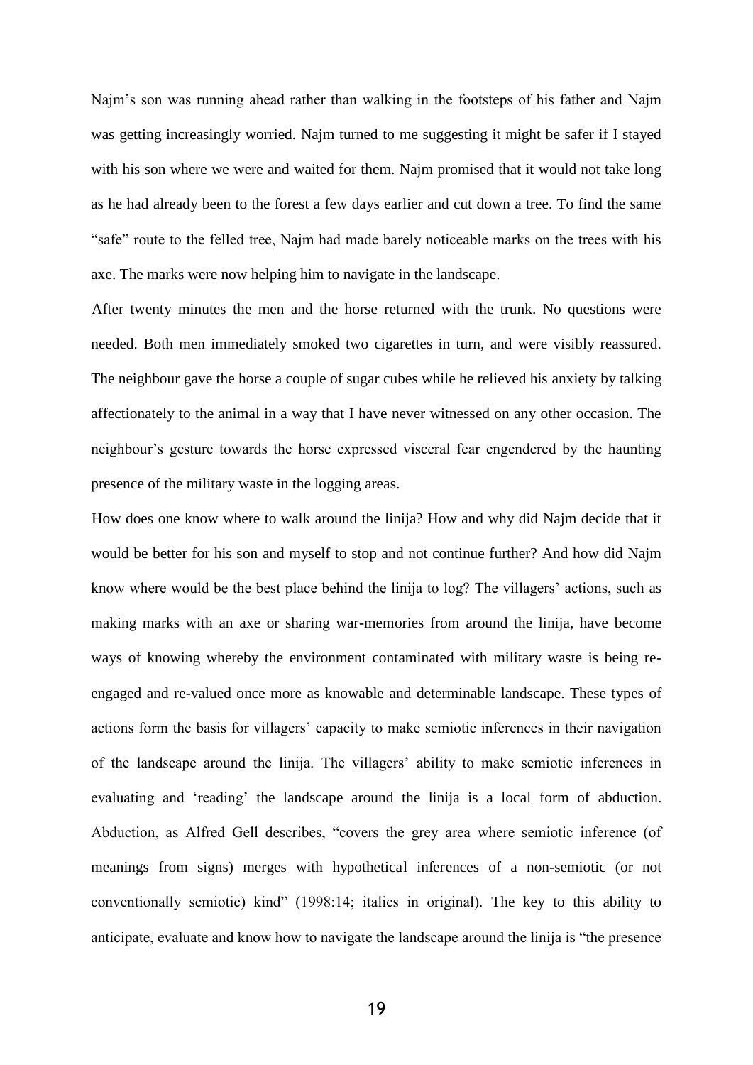Najm's son was running ahead rather than walking in the footsteps of his father and Najm was getting increasingly worried. Najm turned to me suggesting it might be safer if I stayed with his son where we were and waited for them. Najm promised that it would not take long as he had already been to the forest a few days earlier and cut down a tree. To find the same "safe" route to the felled tree, Najm had made barely noticeable marks on the trees with his axe. The marks were now helping him to navigate in the landscape.

After twenty minutes the men and the horse returned with the trunk. No questions were needed. Both men immediately smoked two cigarettes in turn, and were visibly reassured. The neighbour gave the horse a couple of sugar cubes while he relieved his anxiety by talking affectionately to the animal in a way that I have never witnessed on any other occasion. The neighbour's gesture towards the horse expressed visceral fear engendered by the haunting presence of the military waste in the logging areas.

How does one know where to walk around the linija? How and why did Najm decide that it would be better for his son and myself to stop and not continue further? And how did Najm know where would be the best place behind the linija to log? The villagers' actions, such as making marks with an axe or sharing war-memories from around the linija, have become ways of knowing whereby the environment contaminated with military waste is being re-engaged and re-valued once more as knowable and determinable landscape. These types of actions form the basis for villagers' capacity to make semiotic inferences in their navigation of the landscape around the linija. The villagers' ability to make semiotic inferences in evaluating and 'reading' the landscape around the linija is a local form of abduction. Abduction, as Alfred Gell describes, "covers the grey area where semiotic inference (of meanings from signs) merges with hypothetical inferences of a non-semiotic (or not conventionally semiotic) kind" (1998:14; italics in original). The key to this ability to anticipate, evaluate and know how to navigate the landscape around the linija is "the presence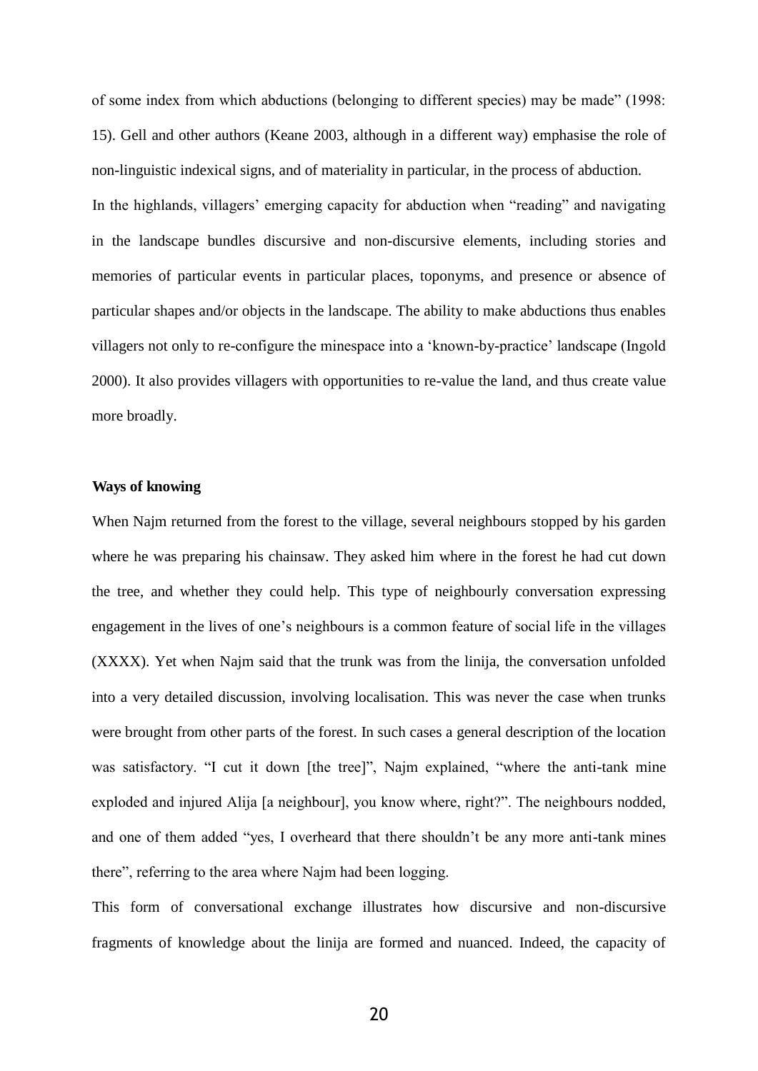of some index from which abductions (belonging to different species) may be made" (1998: 15). Gell and other authors (Keane 2003, although in a different way) emphasise the role of non-linguistic indexical signs, and of materiality in particular, in the process of abduction.

In the highlands, villagers' emerging capacity for abduction when "reading" and navigating in the landscape bundles discursive and non-discursive elements, including stories and memories of particular events in particular places, toponyms, and presence or absence of particular shapes and/or objects in the landscape. The ability to make abductions thus enables villagers not only to re-configure the minespace into a 'known-by-practice' landscape (Ingold 2000). It also provides villagers with opportunities to re-value the land, and thus create value more broadly.

**Ways of knowing**

When Najm returned from the forest to the village, several neighbours stopped by his garden where he was preparing his chainsaw. They asked him where in the forest he had cut down the tree, and whether they could help. This type of neighbourly conversation expressing engagement in the lives of one's neighbours is a common feature of social life in the villages (XXXX). Yet when Najm said that the trunk was from the linija, the conversation unfolded into a very detailed discussion, involving localisation. This was never the case when trunks were brought from other parts of the forest. In such cases a general description of the location was satisfactory. "I cut it down [the tree]", Najm explained, "where the anti-tank mine exploded and injured Alija [a neighbour], you know where, right?". The neighbours nodded, and one of them added "yes, I overheard that there shouldn't be any more anti-tank mines there", referring to the area where Najm had been logging.

This form of conversational exchange illustrates how discursive and non-discursive fragments of knowledge about the linija are formed and nuanced. Indeed, the capacity of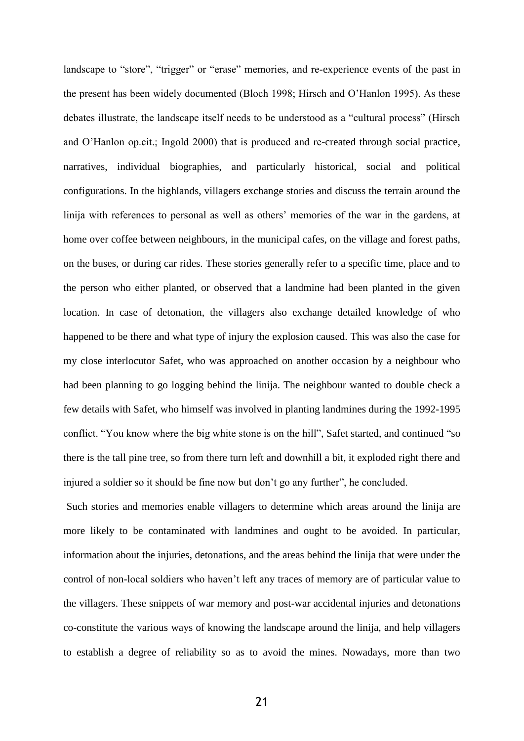landscape to "store", "trigger" or "erase" memories, and re-experience events of the past in the present has been widely documented (Bloch 1998; Hirsch and O'Hanlon 1995). As these debates illustrate, the landscape itself needs to be understood as a "cultural process" (Hirsch and O'Hanlon op.cit.; Ingold 2000) that is produced and re-created through social practice, narratives, individual biographies, and particularly historical, social and political configurations. In the highlands, villagers exchange stories and discuss the terrain around the linija with references to personal as well as others' memories of the war in the gardens, at home over coffee between neighbours, in the municipal cafes, on the village and forest paths, on the buses, or during car rides. These stories generally refer to a specific time, place and to the person who either planted, or observed that a landmine had been planted in the given location. In case of detonation, the villagers also exchange detailed knowledge of who happened to be there and what type of injury the explosion caused. This was also the case for my close interlocutor Safet, who was approached on another occasion by a neighbour who had been planning to go logging behind the linija. The neighbour wanted to double check a few details with Safet, who himself was involved in planting landmines during the 1992-1995 conflict. "You know where the big white stone is on the hill", Safet started, and continued "so there is the tall pine tree, so from there turn left and downhill a bit, it exploded right there and injured a soldier so it should be fine now but don't go any further", he concluded.

Such stories and memories enable villagers to determine which areas around the linija are more likely to be contaminated with landmines and ought to be avoided. In particular, information about the injuries, detonations, and the areas behind the linija that were under the control of non-local soldiers who haven't left any traces of memory are of particular value to the villagers. These snippets of war memory and post-war accidental injuries and detonations co-constitute the various ways of knowing the landscape around the linija, and help villagers to establish a degree of reliability so as to avoid the mines. Nowadays, more than two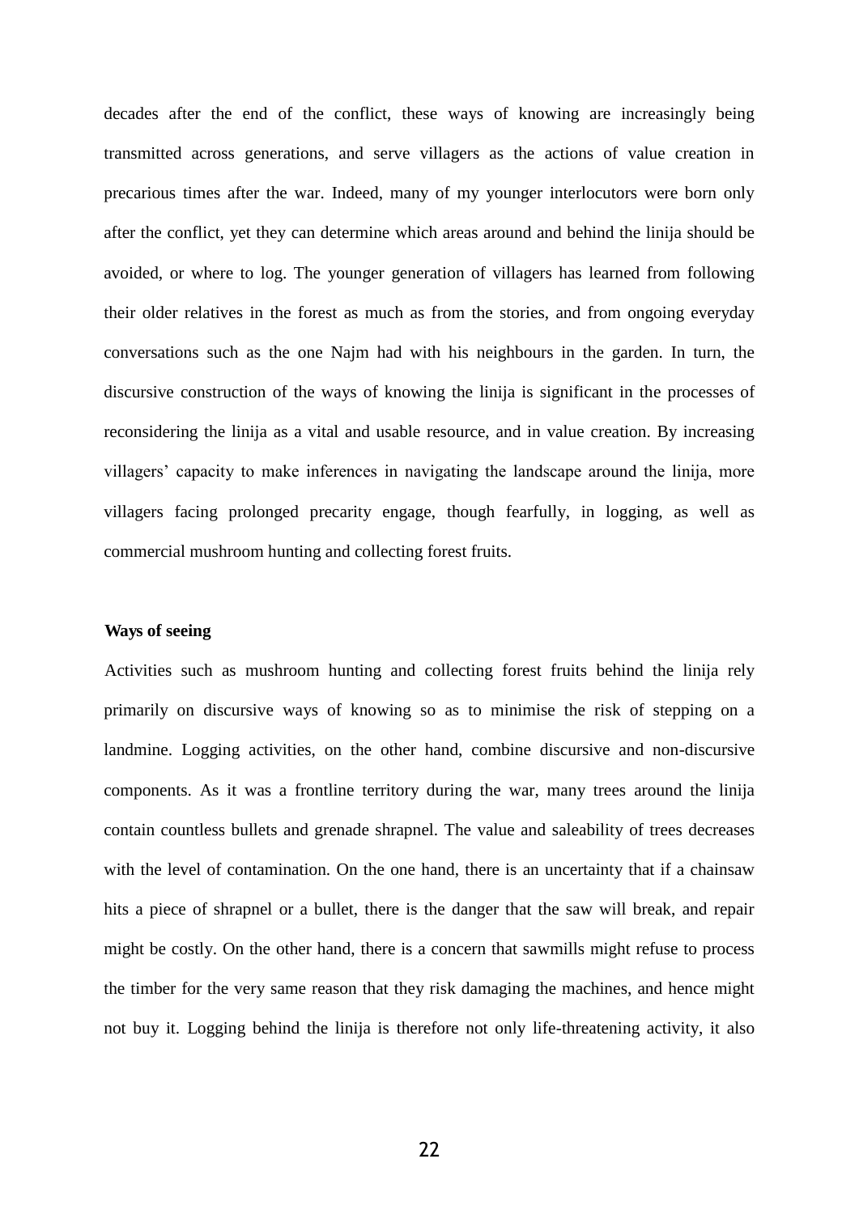decades after the end of the conflict, these ways of knowing are increasingly being transmitted across generations, and serve villagers as the actions of value creation in precarious times after the war. Indeed, many of my younger interlocutors were born only after the conflict, yet they can determine which areas around and behind the linija should be avoided, or where to log. The younger generation of villagers has learned from following their older relatives in the forest as much as from the stories, and from ongoing everyday conversations such as the one Najm had with his neighbours in the garden. In turn, the discursive construction of the ways of knowing the linija is significant in the processes of reconsidering the linija as a vital and usable resource, and in value creation. By increasing villagers' capacity to make inferences in navigating the landscape around the linija, more villagers facing prolonged precarity engage, though fearfully, in logging, as well as commercial mushroom hunting and collecting forest fruits.

**Ways of seeing**

Activities such as mushroom hunting and collecting forest fruits behind the linija rely primarily on discursive ways of knowing so as to minimise the risk of stepping on a landmine. Logging activities, on the other hand, combine discursive and non-discursive components. As it was a frontline territory during the war, many trees around the linija contain countless bullets and grenade shrapnel. The value and saleability of trees decreases with the level of contamination. On the one hand, there is an uncertainty that if a chainsaw hits a piece of shrapnel or a bullet, there is the danger that the saw will break, and repair might be costly. On the other hand, there is a concern that sawmills might refuse to process the timber for the very same reason that they risk damaging the machines, and hence might not buy it. Logging behind the linija is therefore not only life-threatening activity, it also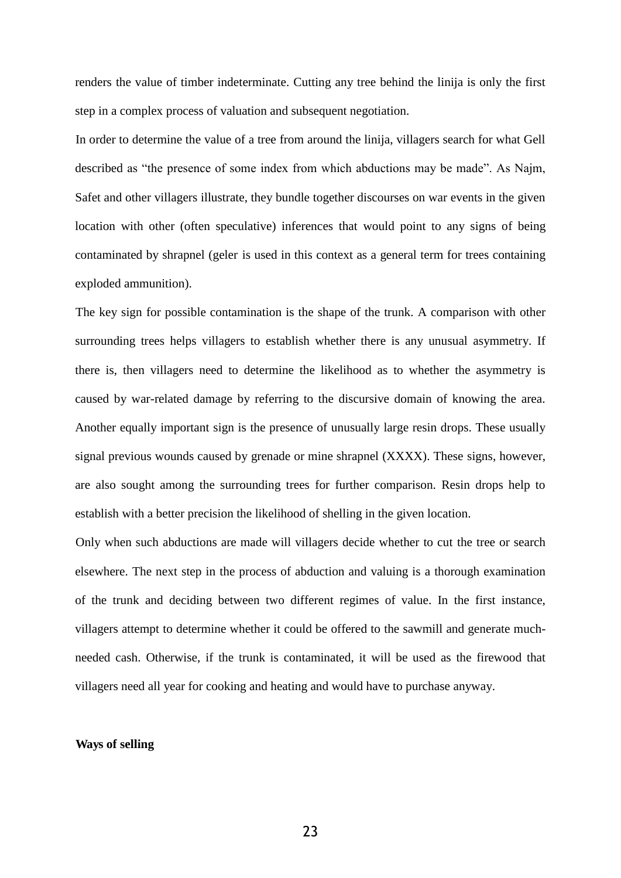renders the value of timber indeterminate. Cutting any tree behind the linija is only the first step in a complex process of valuation and subsequent negotiation.

In order to determine the value of a tree from around the linija, villagers search for what Gell described as "the presence of some index from which abductions may be made". As Najm, Safet and other villagers illustrate, they bundle together discourses on war events in the given location with other (often speculative) inferences that would point to any signs of being contaminated by shrapnel (geler is used in this context as a general term for trees containing exploded ammunition).

The key sign for possible contamination is the shape of the trunk. A comparison with other surrounding trees helps villagers to establish whether there is any unusual asymmetry. If there is, then villagers need to determine the likelihood as to whether the asymmetry is caused by war-related damage by referring to the discursive domain of knowing the area. Another equally important sign is the presence of unusually large resin drops. These usually signal previous wounds caused by grenade or mine shrapnel (XXXX). These signs, however, are also sought among the surrounding trees for further comparison. Resin drops help to establish with a better precision the likelihood of shelling in the given location.

Only when such abductions are made will villagers decide whether to cut the tree or search elsewhere. The next step in the process of abduction and valuing is a thorough examination of the trunk and deciding between two different regimes of value. In the first instance, villagers attempt to determine whether it could be offered to the sawmill and generate much-needed cash. Otherwise, if the trunk is contaminated, it will be used as the firewood that villagers need all year for cooking and heating and would have to purchase anyway.

**Ways of selling**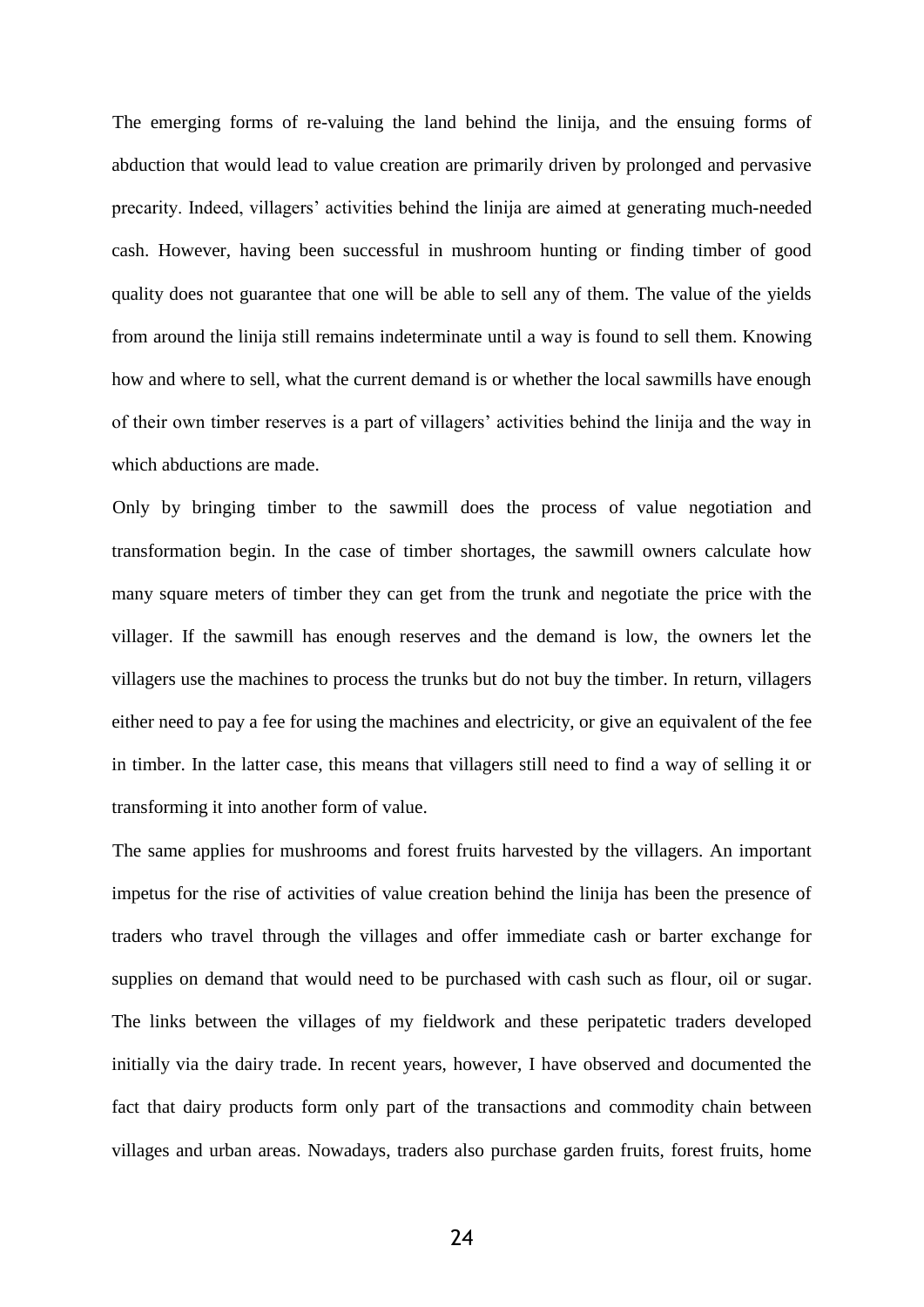The emerging forms of re-valuing the land behind the linija, and the ensuing forms of abduction that would lead to value creation are primarily driven by prolonged and pervasive precarity. Indeed, villagers' activities behind the linija are aimed at generating much-needed cash. However, having been successful in mushroom hunting or finding timber of good quality does not guarantee that one will be able to sell any of them. The value of the yields from around the linija still remains indeterminate until a way is found to sell them. Knowing how and where to sell, what the current demand is or whether the local sawmills have enough of their own timber reserves is a part of villagers' activities behind the linija and the way in which abductions are made.

Only by bringing timber to the sawmill does the process of value negotiation and transformation begin. In the case of timber shortages, the sawmill owners calculate how many square meters of timber they can get from the trunk and negotiate the price with the villager. If the sawmill has enough reserves and the demand is low, the owners let the villagers use the machines to process the trunks but do not buy the timber. In return, villagers either need to pay a fee for using the machines and electricity, or give an equivalent of the fee in timber. In the latter case, this means that villagers still need to find a way of selling it or transforming it into another form of value.

The same applies for mushrooms and forest fruits harvested by the villagers. An important impetus for the rise of activities of value creation behind the linija has been the presence of traders who travel through the villages and offer immediate cash or barter exchange for supplies on demand that would need to be purchased with cash such as flour, oil or sugar. The links between the villages of my fieldwork and these peripatetic traders developed initially via the dairy trade. In recent years, however, I have observed and documented the fact that dairy products form only part of the transactions and commodity chain between villages and urban areas. Nowadays, traders also purchase garden fruits, forest fruits, home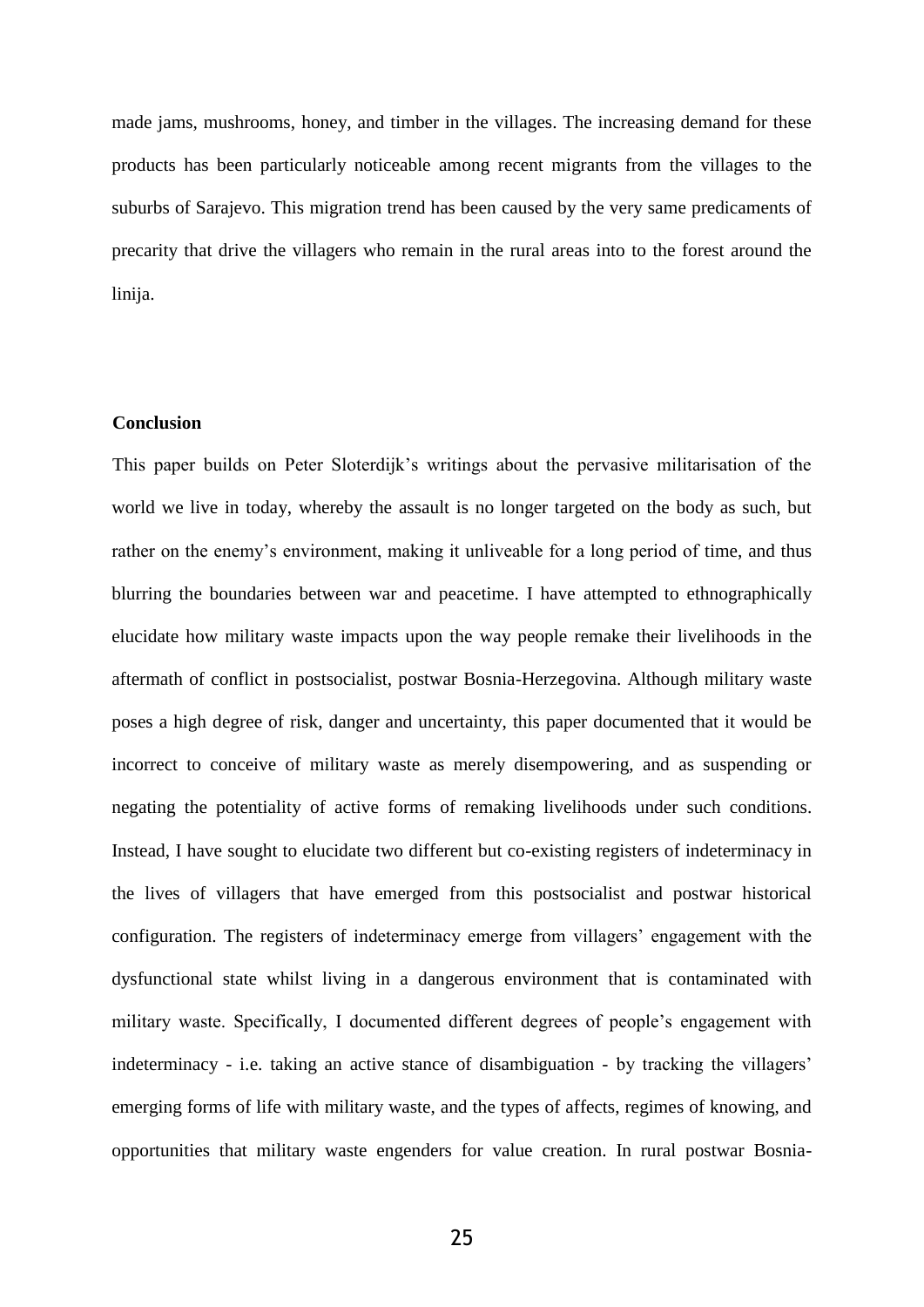made jams, mushrooms, honey, and timber in the villages. The increasing demand for these products has been particularly noticeable among recent migrants from the villages to the suburbs of Sarajevo. This migration trend has been caused by the very same predicaments of precarity that drive the villagers who remain in the rural areas into to the forest around the linija.

## Conclusion

This paper builds on Peter Sloterdijk's writings about the pervasive militarisation of the world we live in today, whereby the assault is no longer targeted on the body as such, but rather on the enemy's environment, making it unliveable for a long period of time, and thus blurring the boundaries between war and peacetime. I have attempted to ethnographically elucidate how military waste impacts upon the way people remake their livelihoods in the aftermath of conflict in postsocialist, postwar Bosnia-Herzegovina. Although military waste poses a high degree of risk, danger and uncertainty, this paper documented that it would be incorrect to conceive of military waste as merely disempowering, and as suspending or negating the potentiality of active forms of remaking livelihoods under such conditions. Instead, I have sought to elucidate two different but co-existing registers of indeterminacy in the lives of villagers that have emerged from this postsocialist and postwar historical configuration. The registers of indeterminacy emerge from villagers' engagement with the dysfunctional state whilst living in a dangerous environment that is contaminated with military waste. Specifically, I documented different degrees of people's engagement with indeterminacy - i.e. taking an active stance of disambiguation - by tracking the villagers' emerging forms of life with military waste, and the types of affects, regimes of knowing, and opportunities that military waste engenders for value creation. In rural postwar Bosnia-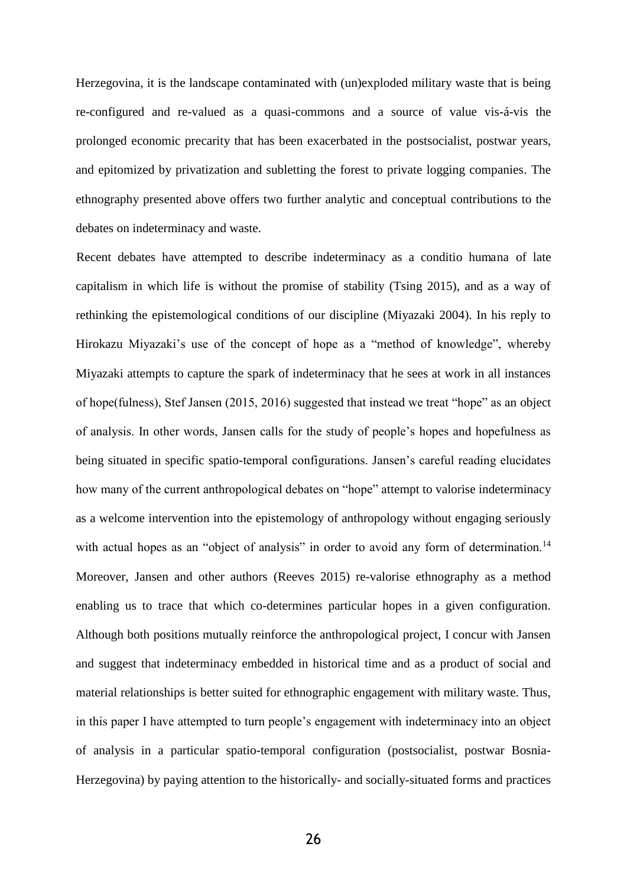Herzegovina, it is the landscape contaminated with (un)exploded military waste that is being re-configured and re-valued as a quasi-commons and a source of value vis-á-vis the prolonged economic precarity that has been exacerbated in the postsocialist, postwar years, and epitomized by privatization and subletting the forest to private logging companies. The ethnography presented above offers two further analytic and conceptual contributions to the debates on indeterminacy and waste.

Recent debates have attempted to describe indeterminacy as a conditio humana of late capitalism in which life is without the promise of stability (Tsing 2015), and as a way of rethinking the epistemological conditions of our discipline (Miyazaki 2004). In his reply to Hirokazu Miyazaki's use of the concept of hope as a "method of knowledge", whereby Miyazaki attempts to capture the spark of indeterminacy that he sees at work in all instances of hope(fulness), Stef Jansen (2015, 2016) suggested that instead we treat "hope" as an object of analysis. In other words, Jansen calls for the study of people's hopes and hopefulness as being situated in specific spatio-temporal configurations. Jansen's careful reading elucidates how many of the current anthropological debates on "hope" attempt to valorise indeterminacy as a welcome intervention into the epistemology of anthropology without engaging seriously with actual hopes as an "object of analysis" in order to avoid any form of determination.[14] Moreover, Jansen and other authors (Reeves 2015) re-valorise ethnography as a method enabling us to trace that which co-determines particular hopes in a given configuration. Although both positions mutually reinforce the anthropological project, I concur with Jansen and suggest that indeterminacy embedded in historical time and as a product of social and material relationships is better suited for ethnographic engagement with military waste. Thus, in this paper I have attempted to turn people's engagement with indeterminacy into an object of analysis in a particular spatio-temporal configuration (postsocialist, postwar Bosnia-Herzegovina) by paying attention to the historically- and socially-situated forms and practices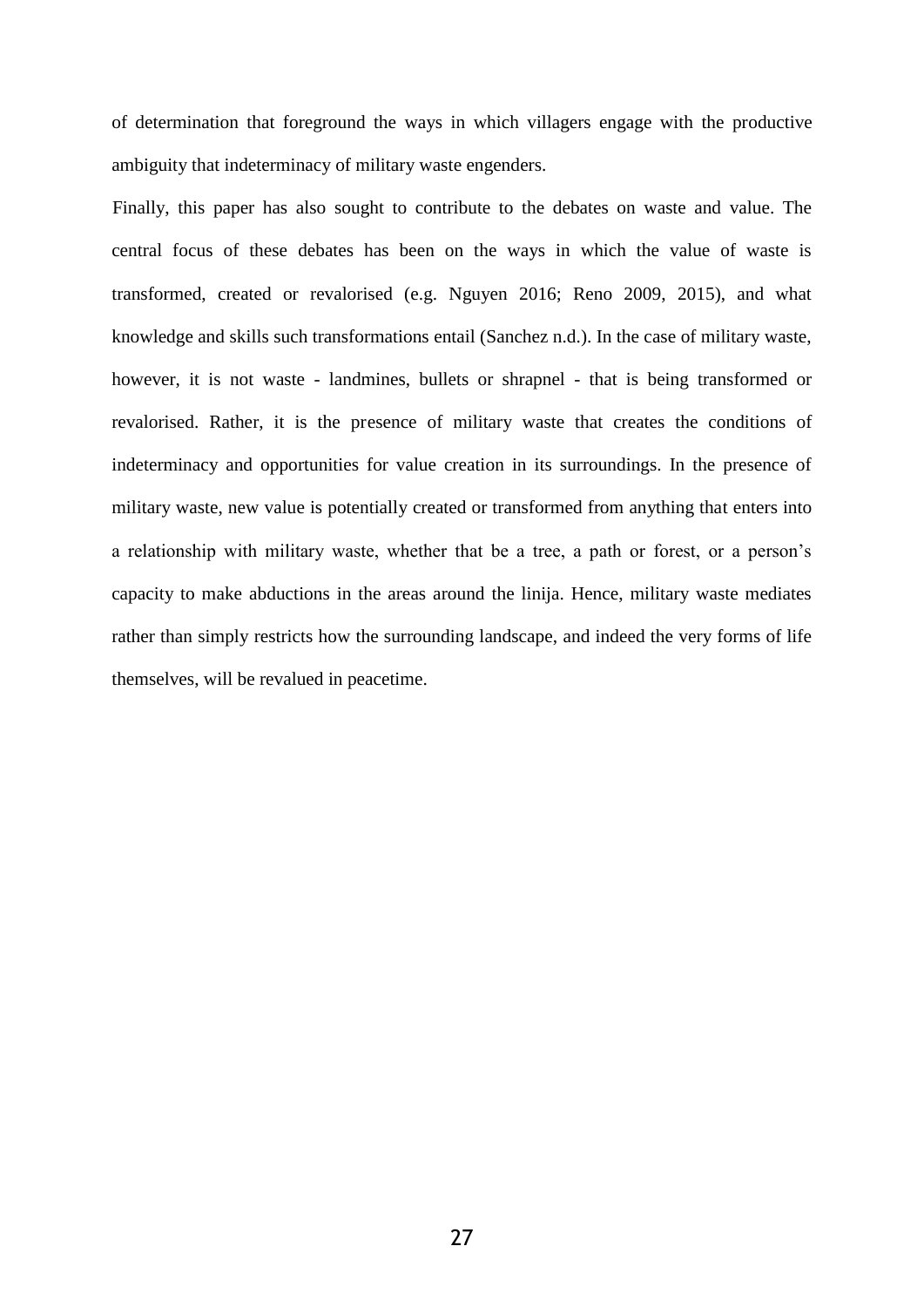of determination that foreground the ways in which villagers engage with the productive ambiguity that indeterminacy of military waste engenders.

Finally, this paper has also sought to contribute to the debates on waste and value. The central focus of these debates has been on the ways in which the value of waste is transformed, created or revalorised (e.g. Nguyen 2016; Reno 2009, 2015), and what knowledge and skills such transformations entail (Sanchez n.d.). In the case of military waste, however, it is not waste - landmines, bullets or shrapnel - that is being transformed or revalorised. Rather, it is the presence of military waste that creates the conditions of indeterminacy and opportunities for value creation in its surroundings. In the presence of military waste, new value is potentially created or transformed from anything that enters into a relationship with military waste, whether that be a tree, a path or forest, or a person's capacity to make abductions in the areas around the linija. Hence, military waste mediates rather than simply restricts how the surrounding landscape, and indeed the very forms of life themselves, will be revalued in peacetime.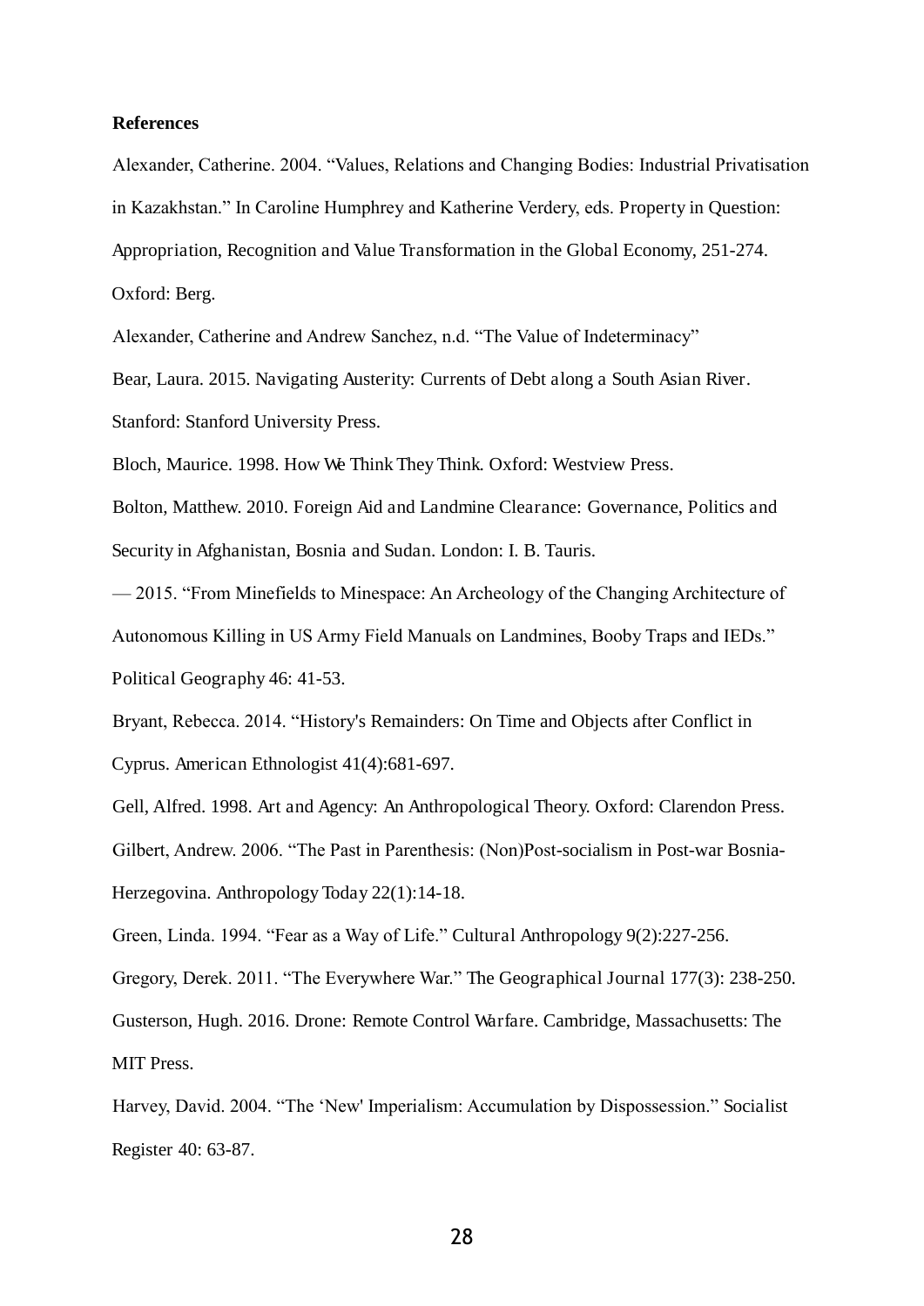**References**

Alexander, Catherine. 2004. “Values, Relations and Changing Bodies: Industrial Privatisation in Kazakhstan.” In Caroline Humphrey and Katherine Verdery, eds. Property in Question: Appropriation, Recognition and Value Transformation in the Global Economy, 251-274. Oxford: Berg.

Alexander, Catherine and Andrew Sanchez, n.d. “The Value of Indeterminacy”

Bear, Laura. 2015. Navigating Austerity: Currents of Debt along a South Asian River. Stanford: Stanford University Press.

Bloch, Maurice. 1998. How We Think They Think. Oxford: Westview Press.

Bolton, Matthew. 2010. Foreign Aid and Landmine Clearance: Governance, Politics and Security in Afghanistan, Bosnia and Sudan. London: I. B. Tauris.

— 2015. “From Minefields to Minespace: An Archeology of the Changing Architecture of Autonomous Killing in US Army Field Manuals on Landmines, Booby Traps and IEDs.” Political Geography 46: 41-53.

Bryant, Rebecca. 2014. “History's Remainders: On Time and Objects after Conflict in Cyprus. American Ethnologist 41(4):681-697.

Gell, Alfred. 1998. Art and Agency: An Anthropological Theory. Oxford: Clarendon Press.

Gilbert, Andrew. 2006. “The Past in Parenthesis: (Non)Post-socialism in Post-war Bosnia-Herzegovina. Anthropology Today 22(1):14-18.

Green, Linda. 1994. “Fear as a Way of Life.” Cultural Anthropology 9(2):227-256.

Gregory, Derek. 2011. “The Everywhere War.” The Geographical Journal 177(3): 238-250.

Gusterson, Hugh. 2016. Drone: Remote Control Warfare. Cambridge, Massachusetts: The MIT Press.

Harvey, David. 2004. “The ‘New' Imperialism: Accumulation by Dispossession.” Socialist Register 40: 63-87.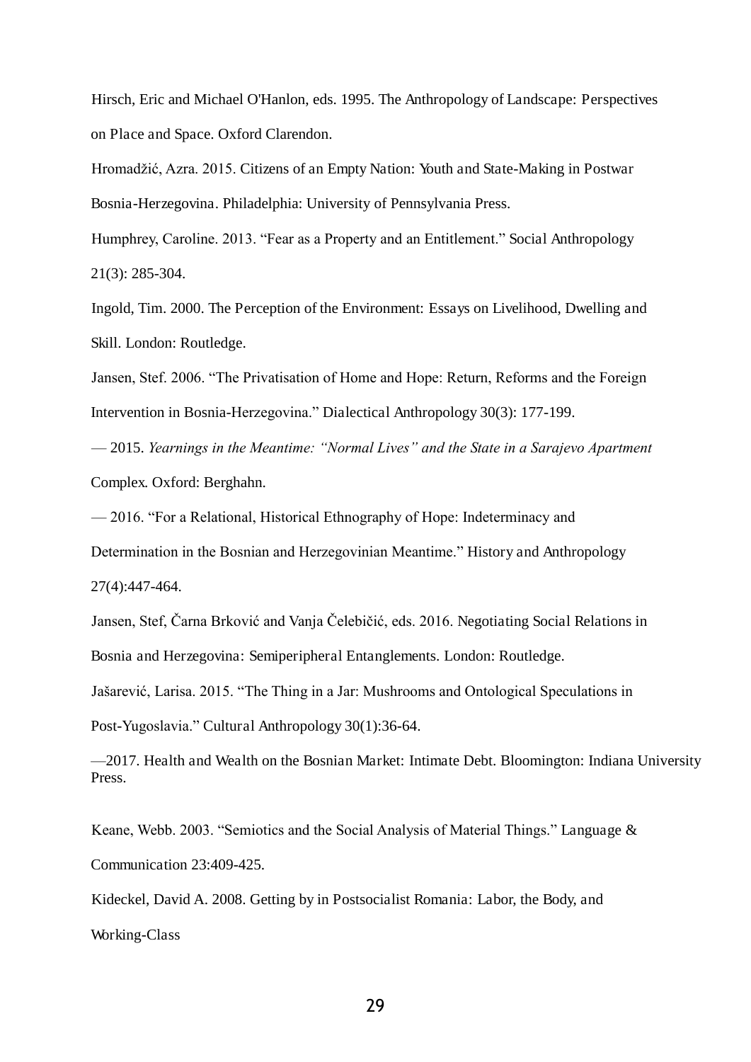Hirsch, Eric and Michael O'Hanlon, eds. 1995. The Anthropology of Landscape: Perspectives on Place and Space. Oxford Clarendon.

Hromadžić, Azra. 2015. Citizens of an Empty Nation: Youth and State-Making in Postwar Bosnia-Herzegovina. Philadelphia: University of Pennsylvania Press.

Humphrey, Caroline. 2013. "Fear as a Property and an Entitlement." Social Anthropology 21(3): 285-304.

Ingold, Tim. 2000. The Perception of the Environment: Essays on Livelihood, Dwelling and Skill. London: Routledge.

Jansen, Stef. 2006. "The Privatisation of Home and Hope: Return, Reforms and the Foreign Intervention in Bosnia-Herzegovina." Dialectical Anthropology 30(3): 177-199.

— 2015. *Yearnings in the Meantime: "Normal Lives" and the State in a Sarajevo Apartment* Complex. Oxford: Berghahn.

— 2016. "For a Relational, Historical Ethnography of Hope: Indeterminacy and Determination in the Bosnian and Herzegovinian Meantime." History and Anthropology 27(4):447-464.

Jansen, Stef, Čarna Brković and Vanja Čelebičić, eds. 2016. Negotiating Social Relations in Bosnia and Herzegovina: Semiperipheral Entanglements. London: Routledge.

Jašarević, Larisa. 2015. "The Thing in a Jar: Mushrooms and Ontological Speculations in Post-Yugoslavia." Cultural Anthropology 30(1):36-64.

—2017. Health and Wealth on the Bosnian Market: Intimate Debt. Bloomington: Indiana University Press.

Keane, Webb. 2003. "Semiotics and the Social Analysis of Material Things." Language & Communication 23:409-425.

Kideckel, David A. 2008. Getting by in Postsocialist Romania: Labor, the Body, and Working-Class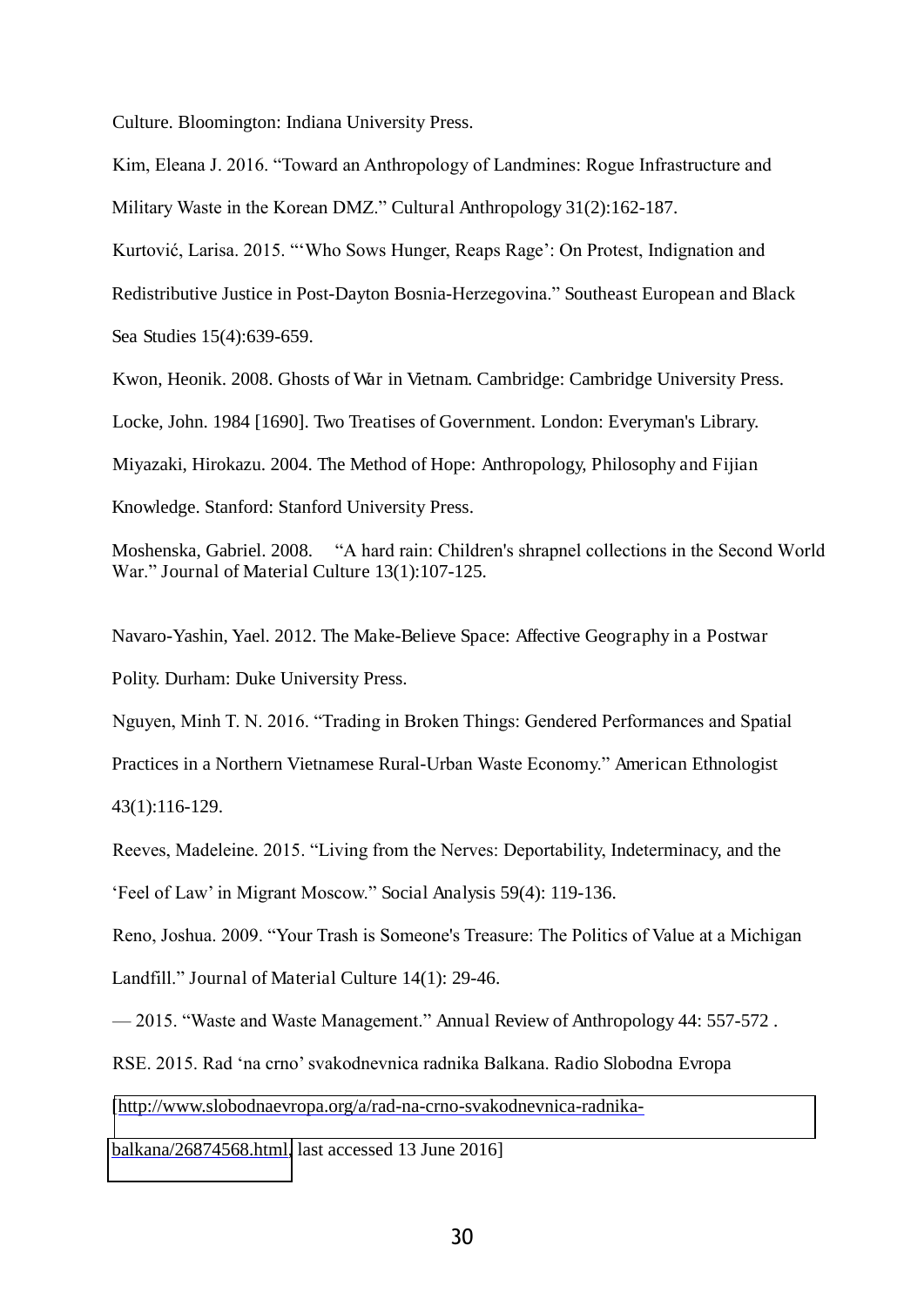Culture. Bloomington: Indiana University Press.

Kim, Eleana J. 2016. "Toward an Anthropology of Landmines: Rogue Infrastructure and Military Waste in the Korean DMZ." Cultural Anthropology 31(2):162-187.

Kurtović, Larisa. 2015. "'Who Sows Hunger, Reaps Rage': On Protest, Indignation and Redistributive Justice in Post-Dayton Bosnia-Herzegovina." Southeast European and Black Sea Studies 15(4):639-659.

Kwon, Heonik. 2008. Ghosts of War in Vietnam. Cambridge: Cambridge University Press.

Locke, John. 1984 [1690]. Two Treatises of Government. London: Everyman's Library.

Miyazaki, Hirokazu. 2004. The Method of Hope: Anthropology, Philosophy and Fijian Knowledge. Stanford: Stanford University Press.

Moshenska, Gabriel. 2008. "A hard rain: Children's shrapnel collections in the Second World War." Journal of Material Culture 13(1):107-125.

Navaro-Yashin, Yael. 2012. The Make-Believe Space: Affective Geography in a Postwar Polity. Durham: Duke University Press.

Nguyen, Minh T. N. 2016. "Trading in Broken Things: Gendered Performances and Spatial Practices in a Northern Vietnamese Rural-Urban Waste Economy." American Ethnologist 43(1):116-129.

Reeves, Madeleine. 2015. "Living from the Nerves: Deportability, Indeterminacy, and the 'Feel of Law' in Migrant Moscow." Social Analysis 59(4): 119-136.

Reno, Joshua. 2009. "Your Trash is Someone's Treasure: The Politics of Value at a Michigan Landfill." Journal of Material Culture 14(1): 29-46.

— 2015. "Waste and Waste Management." Annual Review of Anthropology 44: 557-572 .

RSE. 2015. Rad 'na crno' svakodnevnica radnika Balkana. Radio Slobodna Evropa [http://www.slobodnaevropa.org/a/rad-na-crno-svakodnevnica-radnika-balkana/26874568.html, last accessed 13 June 2016]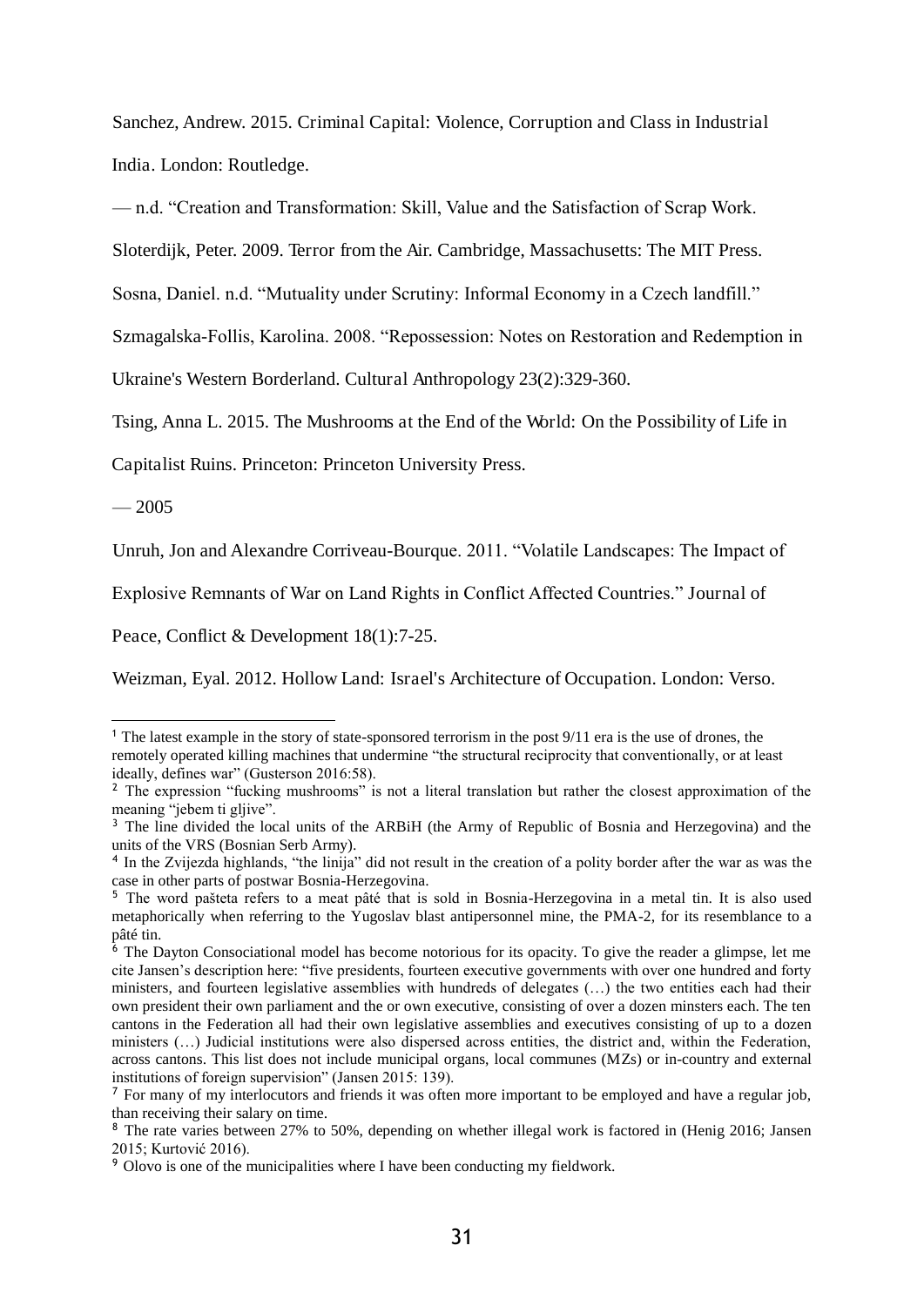Sanchez, Andrew. 2015. Criminal Capital: Violence, Corruption and Class in Industrial India. London: Routledge.

— n.d. "Creation and Transformation: Skill, Value and the Satisfaction of Scrap Work.

Sloterdijk, Peter. 2009. Terror from the Air. Cambridge, Massachusetts: The MIT Press.

Sosna, Daniel. n.d. "Mutuality under Scrutiny: Informal Economy in a Czech landfill."

Szmagalska-Follis, Karolina. 2008. "Repossession: Notes on Restoration and Redemption in Ukraine's Western Borderland. Cultural Anthropology 23(2):329-360.

Tsing, Anna L. 2015. The Mushrooms at the End of the World: On the Possibility of Life in Capitalist Ruins. Princeton: Princeton University Press.

— 2005

Unruh, Jon and Alexandre Corriveau-Bourque. 2011. "Volatile Landscapes: The Impact of Explosive Remnants of War on Land Rights in Conflict Affected Countries." Journal of Peace, Conflict & Development 18(1):7-25.

Weizman, Eyal. 2012. Hollow Land: Israel's Architecture of Occupation. London: Verso.

---

[1] The latest example in the story of state-sponsored terrorism in the post 9/11 era is the use of drones, the remotely operated killing machines that undermine "the structural reciprocity that conventionally, or at least ideally, defines war" (Gusterson 2016:58).

[2] The expression "fucking mushrooms" is not a literal translation but rather the closest approximation of the meaning "jebem ti gljive".

[3] The line divided the local units of the ARBiH (the Army of Republic of Bosnia and Herzegovina) and the units of the VRS (Bosnian Serb Army).

[4] In the Zvijezda highlands, "the linija" did not result in the creation of a polity border after the war as was the case in other parts of postwar Bosnia-Herzegovina.

[5] The word pašteta refers to a meat pâté that is sold in Bosnia-Herzegovina in a metal tin. It is also used metaphorically when referring to the Yugoslav blast antipersonnel mine, the PMA-2, for its resemblance to a pâté tin.

[6] The Dayton Consociational model has become notorious for its opacity. To give the reader a glimpse, let me cite Jansen's description here: "five presidents, fourteen executive governments with over one hundred and forty ministers, and fourteen legislative assemblies with hundreds of delegates (…) the two entities each had their own president their own parliament and the or own executive, consisting of over a dozen minsters each. The ten cantons in the Federation all had their own legislative assemblies and executives consisting of up to a dozen ministers (…) Judicial institutions were also dispersed across entities, the district and, within the Federation, across cantons. This list does not include municipal organs, local communes (MZs) or in-country and external institutions of foreign supervision" (Jansen 2015: 139).

[7] For many of my interlocutors and friends it was often more important to be employed and have a regular job, than receiving their salary on time.

[8] The rate varies between 27% to 50%, depending on whether illegal work is factored in (Henig 2016; Jansen 2015; Kurtović 2016).

[9] Olovo is one of the municipalities where I have been conducting my fieldwork.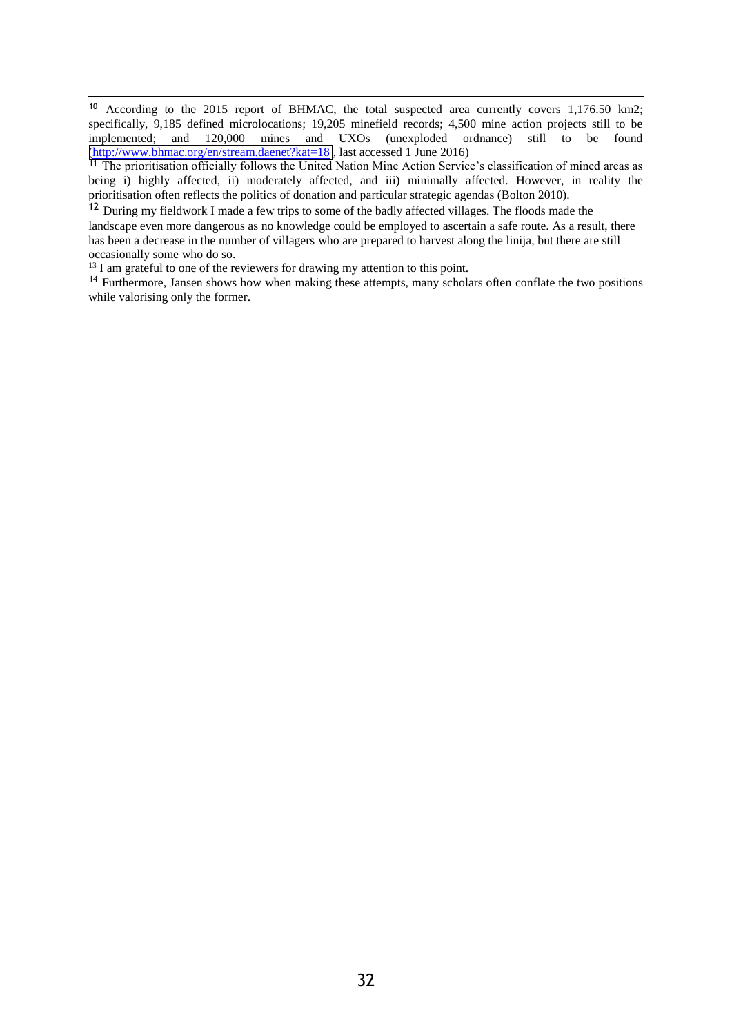[10] According to the 2015 report of BHMAC, the total suspected area currently covers 1,176.50 km2; specifically, 9,185 defined microlocations; 19,205 minefield records; 4,500 mine action projects still to be implemented; and 120,000 mines and UXOs (unexploded ordnance) still to be found (http://www.bhmac.org/en/stream.daenet?kat=18, last accessed 1 June 2016)

[11] The prioritisation officially follows the United Nation Mine Action Service's classification of mined areas as being i) highly affected, ii) moderately affected, and iii) minimally affected. However, in reality the prioritisation often reflects the politics of donation and particular strategic agendas (Bolton 2010).

[12] During my fieldwork I made a few trips to some of the badly affected villages. The floods made the landscape even more dangerous as no knowledge could be employed to ascertain a safe route. As a result, there has been a decrease in the number of villagers who are prepared to harvest along the linija, but there are still occasionally some who do so.

[13] I am grateful to one of the reviewers for drawing my attention to this point.

[14] Furthermore, Jansen shows how when making these attempts, many scholars often conflate the two positions while valorising only the former.